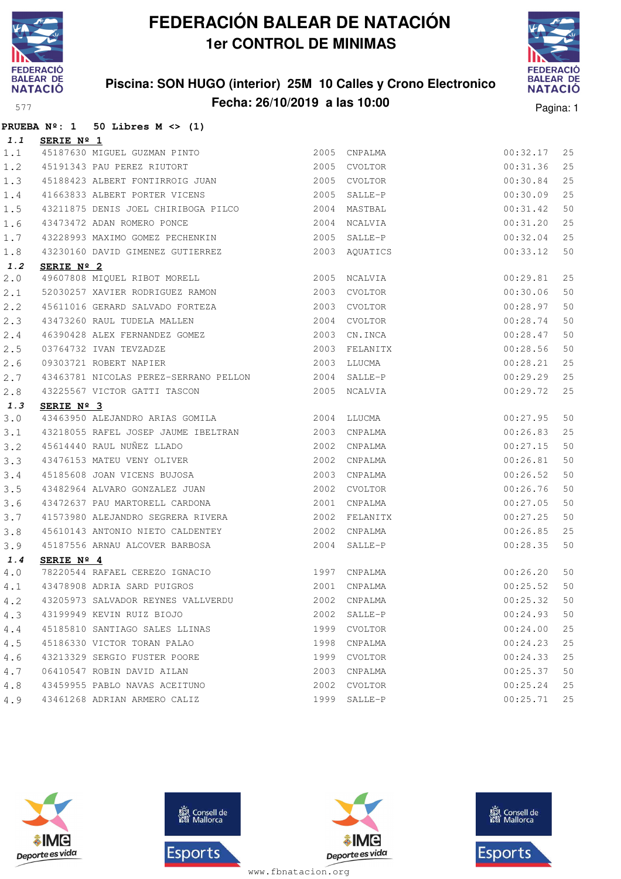# FEDERACIÓN BALEAR DE NATACIÓN

## 1er CONTROL DE MINIMAS

### Piscina: SON HUGO (interior) 25M 10 Calles y Crono Electronico

### Fecha: 26/10/2019 a las 10:00

577

**PRUEBA Nº: 1 50 Libres M <> (1)**

***1.1*** **SERIE Nº 1**

| | | | | | | |
|---|---|---|---|---|---|---|
| 1.1 | 45187630 | MIGUEL GUZMAN PINTO | 2005 | CNPALMA | 00:32.17 | 25 |
| 1.2 | 45191343 | PAU PEREZ RIUTORT | 2005 | CVOLTOR | 00:31.36 | 25 |
| 1.3 | 45188423 | ALBERT FONTIRROIG JUAN | 2005 | CVOLTOR | 00:30.84 | 25 |
| 1.4 | 41663833 | ALBERT PORTER VICENS | 2005 | SALLE-P | 00:30.09 | 25 |
| 1.5 | 43211875 | DENIS JOEL CHIRIBOGA PILCO | 2004 | MASTBAL | 00:31.42 | 50 |
| 1.6 | 43473472 | ADAN ROMERO PONCE | 2004 | NCALVIA | 00:31.20 | 25 |
| 1.7 | 43228993 | MAXIMO GOMEZ PECHENKIN | 2005 | SALLE-P | 00:32.04 | 25 |
| 1.8 | 43230160 | DAVID GIMENEZ GUTIERREZ | 2003 | AQUATICS | 00:33.12 | 50 |

***1.2*** **SERIE Nº 2**

| | | | | | | |
|---|---|---|---|---|---|---|
| 2.0 | 49607808 | MIQUEL RIBOT MORELL | 2005 | NCALVIA | 00:29.81 | 25 |
| 2.1 | 52030257 | XAVIER RODRIGUEZ RAMON | 2003 | CVOLTOR | 00:30.06 | 50 |
| 2.2 | 45611016 | GERARD SALVADO FORTEZA | 2003 | CVOLTOR | 00:28.97 | 50 |
| 2.3 | 43473260 | RAUL TUDELA MALLEN | 2004 | CVOLTOR | 00:28.74 | 50 |
| 2.4 | 46390428 | ALEX FERNANDEZ GOMEZ | 2003 | CN.INCA | 00:28.47 | 50 |
| 2.5 | 03764732 | IVAN TEVZADZE | 2003 | FELANITX | 00:28.56 | 50 |
| 2.6 | 09303721 | ROBERT NAPIER | 2003 | LLUCMA | 00:28.21 | 25 |
| 2.7 | 43463781 | NICOLAS PEREZ-SERRANO PELLON | 2004 | SALLE-P | 00:29.29 | 25 |
| 2.8 | 43225567 | VICTOR GATTI TASCON | 2005 | NCALVIA | 00:29.72 | 25 |

***1.3*** **SERIE Nº 3**

| | | | | | | |
|---|---|---|---|---|---|---|
| 3.0 | 43463950 | ALEJANDRO ARIAS GOMILA | 2004 | LLUCMA | 00:27.95 | 50 |
| 3.1 | 43218055 | RAFEL JOSEP JAUME IBELTRAN | 2003 | CNPALMA | 00:26.83 | 25 |
| 3.2 | 45614440 | RAUL NUÑEZ LLADO | 2002 | CNPALMA | 00:27.15 | 50 |
| 3.3 | 43476153 | MATEU VENY OLIVER | 2002 | CNPALMA | 00:26.81 | 50 |
| 3.4 | 45185608 | JOAN VICENS BUJOSA | 2003 | CNPALMA | 00:26.52 | 50 |
| 3.5 | 43482964 | ALVARO GONZALEZ JUAN | 2002 | CVOLTOR | 00:26.76 | 50 |
| 3.6 | 43472637 | PAU MARTORELL CARDONA | 2001 | CNPALMA | 00:27.05 | 50 |
| 3.7 | 41573980 | ALEJANDRO SEGRERA RIVERA | 2002 | FELANITX | 00:27.25 | 50 |
| 3.8 | 45610143 | ANTONIO NIETO CALDENTEY | 2002 | CNPALMA | 00:26.85 | 25 |
| 3.9 | 45187556 | ARNAU ALCOVER BARBOSA | 2004 | SALLE-P | 00:28.35 | 50 |

***1.4*** **SERIE Nº 4**

| | | | | | | |
|---|---|---|---|---|---|---|
| 4.0 | 78220544 | RAFAEL CEREZO IGNACIO | 1997 | CNPALMA | 00:26.20 | 50 |
| 4.1 | 43478908 | ADRIA SARD PUIGROS | 2001 | CNPALMA | 00:25.52 | 50 |
| 4.2 | 43205973 | SALVADOR REYNES VALLVERDU | 2002 | CNPALMA | 00:25.32 | 50 |
| 4.3 | 43199949 | KEVIN RUIZ BIOJO | 2002 | SALLE-P | 00:24.93 | 50 |
| 4.4 | 45185810 | SANTIAGO SALES LLINAS | 1999 | CVOLTOR | 00:24.00 | 25 |
| 4.5 | 45186330 | VICTOR TORAN PALAO | 1998 | CNPALMA | 00:24.23 | 25 |
| 4.6 | 43213329 | SERGIO FUSTER POORE | 1999 | CVOLTOR | 00:24.33 | 25 |
| 4.7 | 06410547 | ROBIN DAVID AILAN | 2003 | CNPALMA | 00:25.37 | 50 |
| 4.8 | 43459955 | PABLO NAVAS ACEITUNO | 2002 | CVOLTOR | 00:25.24 | 25 |
| 4.9 | 43461268 | ADRIAN ARMERO CALIZ | 1999 | SALLE-P | 00:25.71 | 25 |

www.fbnatacion.org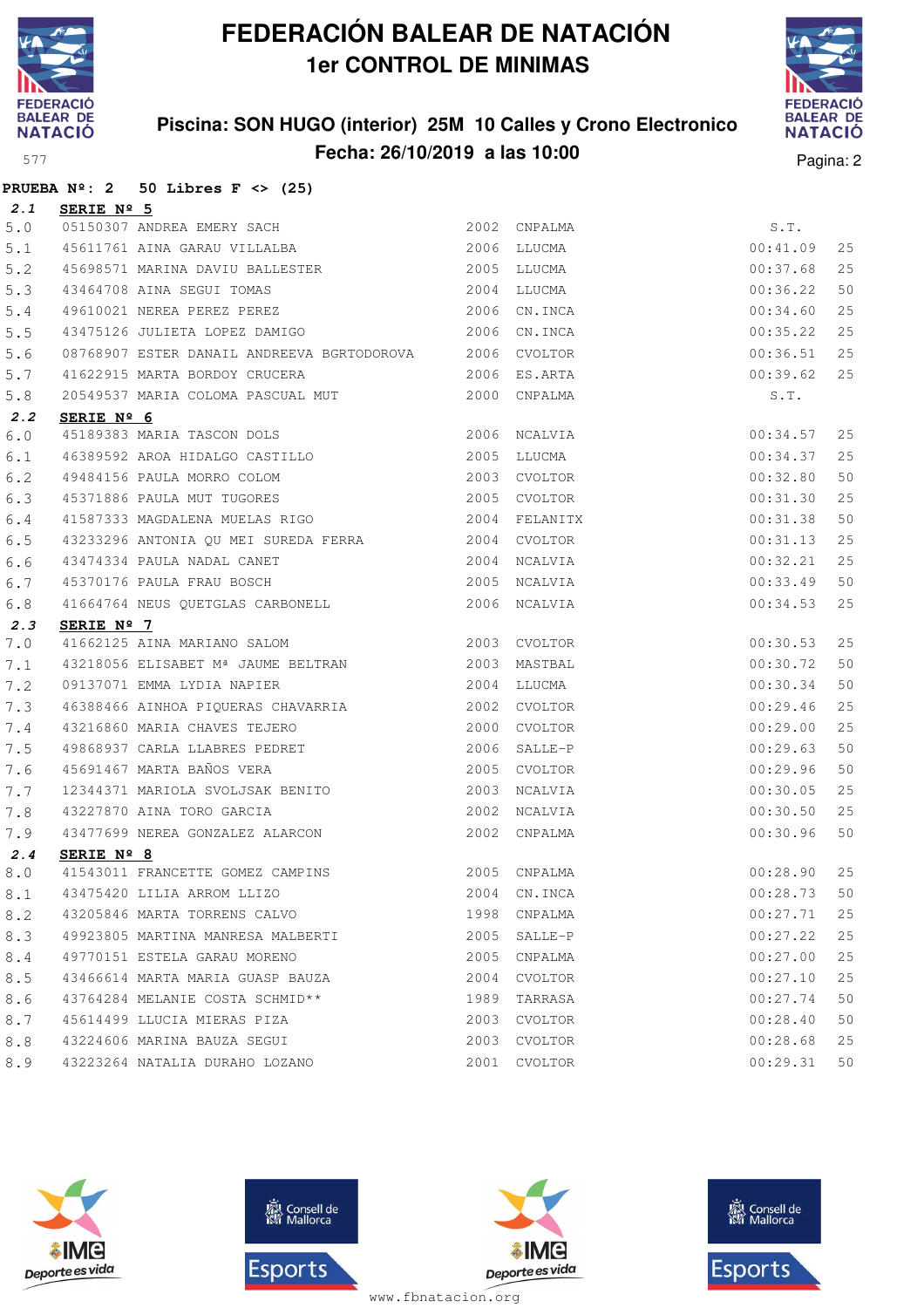# FEDERACIÓN BALEAR DE NATACIÓN

## 1er CONTROL DE MINIMAS

### Piscina: SON HUGO (interior) 25M 10 Calles y Crono Electronico

### Fecha: 26/10/2019 a las 10:00

577

**PRUEBA Nº: 2 50 Libres F <> (25)**

**2.1 SERIE Nº 5**

| | | | | | | |
|---|---|---|---|---|---|---|
| 5.0 | 05150307 | ANDREA EMERY SACH | 2002 | CNPALMA | S.T. | |
| 5.1 | 45611761 | AINA GARAU VILLALBA | 2006 | LLUCMA | 00:41.09 | 25 |
| 5.2 | 45698571 | MARINA DAVIU BALLESTER | 2005 | LLUCMA | 00:37.68 | 25 |
| 5.3 | 43464708 | AINA SEGUI TOMAS | 2004 | LLUCMA | 00:36.22 | 50 |
| 5.4 | 49610021 | NEREA PEREZ PEREZ | 2006 | CN.INCA | 00:34.60 | 25 |
| 5.5 | 43475126 | JULIETA LOPEZ DAMIGO | 2006 | CN.INCA | 00:35.22 | 25 |
| 5.6 | 08768907 | ESTER DANAIL ANDREEVA BGRTODOROVA | 2006 | CVOLTOR | 00:36.51 | 25 |
| 5.7 | 41622915 | MARTA BORDOY CRUCERA | 2006 | ES.ARTA | 00:39.62 | 25 |
| 5.8 | 20549537 | MARIA COLOMA PASCUAL MUT | 2000 | CNPALMA | S.T. | |

**2.2 SERIE Nº 6**

| | | | | | | |
|---|---|---|---|---|---|---|
| 6.0 | 45189383 | MARIA TASCON DOLS | 2006 | NCALVIA | 00:34.57 | 25 |
| 6.1 | 46389592 | AROA HIDALGO CASTILLO | 2005 | LLUCMA | 00:34.37 | 25 |
| 6.2 | 49484156 | PAULA MORRO COLOM | 2003 | CVOLTOR | 00:32.80 | 50 |
| 6.3 | 45371886 | PAULA MUT TUGORES | 2005 | CVOLTOR | 00:31.30 | 25 |
| 6.4 | 41587333 | MAGDALENA MUELAS RIGO | 2004 | FELANITX | 00:31.38 | 50 |
| 6.5 | 43233296 | ANTONIA QU MEI SUREDA FERRA | 2004 | CVOLTOR | 00:31.13 | 25 |
| 6.6 | 43474334 | PAULA NADAL CANET | 2004 | NCALVIA | 00:32.21 | 25 |
| 6.7 | 45370176 | PAULA FRAU BOSCH | 2005 | NCALVIA | 00:33.49 | 50 |
| 6.8 | 41664764 | NEUS QUETGLAS CARBONELL | 2006 | NCALVIA | 00:34.53 | 25 |

**2.3 SERIE Nº 7**

| | | | | | | |
|---|---|---|---|---|---|---|
| 7.0 | 41662125 | AINA MARIANO SALOM | 2003 | CVOLTOR | 00:30.53 | 25 |
| 7.1 | 43218056 | ELISABET Mª JAUME BELTRAN | 2003 | MASTBAL | 00:30.72 | 50 |
| 7.2 | 09137071 | EMMA LYDIA NAPIER | 2004 | LLUCMA | 00:30.34 | 50 |
| 7.3 | 46388466 | AINHOA PIQUERAS CHAVARRIA | 2002 | CVOLTOR | 00:29.46 | 25 |
| 7.4 | 43216860 | MARIA CHAVES TEJERO | 2000 | CVOLTOR | 00:29.00 | 25 |
| 7.5 | 49868937 | CARLA LLABRES PEDRET | 2006 | SALLE-P | 00:29.63 | 50 |
| 7.6 | 45691467 | MARTA BAÑOS VERA | 2005 | CVOLTOR | 00:29.96 | 50 |
| 7.7 | 12344371 | MARIOLA SVOLJSAK BENITO | 2003 | NCALVIA | 00:30.05 | 25 |
| 7.8 | 43227870 | AINA TORO GARCIA | 2002 | NCALVIA | 00:30.50 | 25 |
| 7.9 | 43477699 | NEREA GONZALEZ ALARCON | 2002 | CNPALMA | 00:30.96 | 50 |

**2.4 SERIE Nº 8**

| | | | | | | |
|---|---|---|---|---|---|---|
| 8.0 | 41543011 | FRANCETTE GOMEZ CAMPINS | 2005 | CNPALMA | 00:28.90 | 25 |
| 8.1 | 43475420 | LILIA ARROM LLIZO | 2004 | CN.INCA | 00:28.73 | 50 |
| 8.2 | 43205846 | MARTA TORRENS CALVO | 1998 | CNPALMA | 00:27.71 | 25 |
| 8.3 | 49923805 | MARTINA MANRESA MALBERTI | 2005 | SALLE-P | 00:27.22 | 25 |
| 8.4 | 49770151 | ESTELA GARAU MORENO | 2005 | CNPALMA | 00:27.00 | 25 |
| 8.5 | 43466614 | MARTA MARIA GUASP BAUZA | 2004 | CVOLTOR | 00:27.10 | 25 |
| 8.6 | 43764284 | MELANIE COSTA SCHMID** | 1989 | TARRASA | 00:27.74 | 50 |
| 8.7 | 45614499 | LLUCIA MIERAS PIZA | 2003 | CVOLTOR | 00:28.40 | 50 |
| 8.8 | 43224606 | MARINA BAUZA SEGUI | 2003 | CVOLTOR | 00:28.68 | 25 |
| 8.9 | 43223264 | NATALIA DURAHO LOZANO | 2001 | CVOLTOR | 00:29.31 | 50 |

www.fbnatacion.org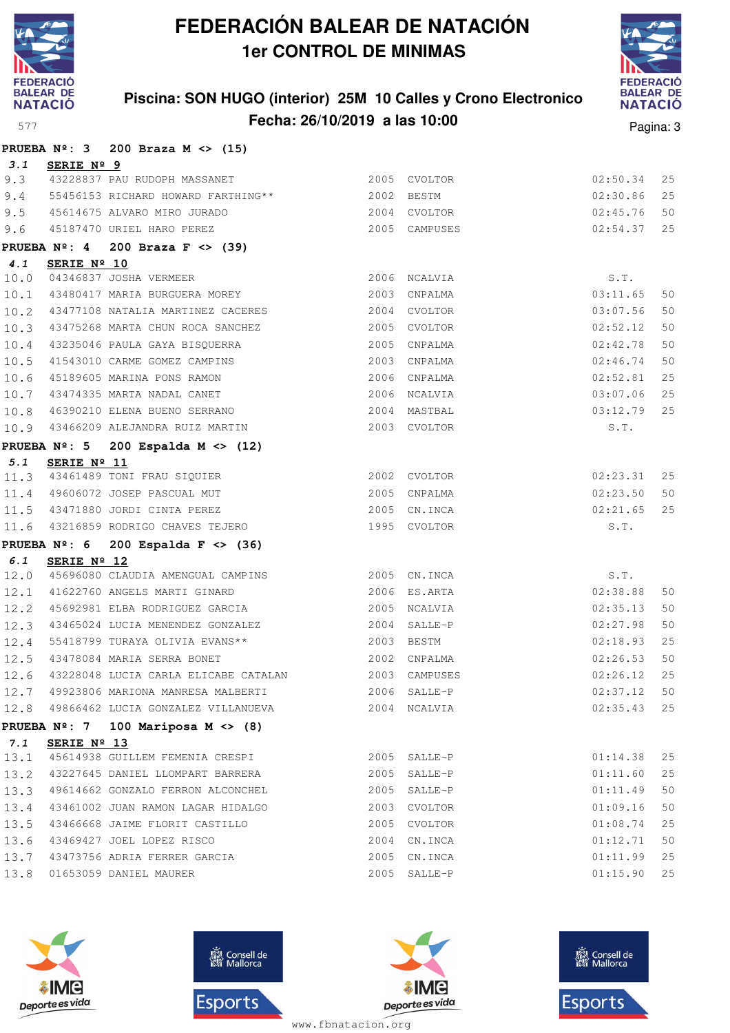# FEDERACIÓN BALEAR DE NATACIÓN

## 1er CONTROL DE MINIMAS

### Piscina: SON HUGO (interior) 25M 10 Calles y Crono Electronico

### Fecha: 26/10/2019 a las 10:00

577

**PRUEBA Nº: 3 200 Braza M <> (15)**

**3.1 SERIE Nº 9**

| | | | | | | |
|---|---|---|---|---|---|---|
| 9.3 | 43228837 | PAU RUDOPH MASSANET | 2005 | CVOLTOR | 02:50.34 | 25 |
| 9.4 | 55456153 | RICHARD HOWARD FARTHING** | 2002 | BESTM | 02:30.86 | 25 |
| 9.5 | 45614675 | ALVARO MIRO JURADO | 2004 | CVOLTOR | 02:45.76 | 50 |
| 9.6 | 45187470 | URIEL HARO PEREZ | 2005 | CAMPUSES | 02:54.37 | 25 |

**PRUEBA Nº: 4 200 Braza F <> (39)**

**4.1 SERIE Nº 10**

| | | | | | | |
|---|---|---|---|---|---|---|
| 10.0 | 04346837 | JOSHA VERMEER | 2006 | NCALVIA | S.T. | |
| 10.1 | 43480417 | MARIA BURGUERA MOREY | 2003 | CNPALMA | 03:11.65 | 50 |
| 10.2 | 43477108 | NATALIA MARTINEZ CACERES | 2004 | CVOLTOR | 03:07.56 | 50 |
| 10.3 | 43475268 | MARTA CHUN ROCA SANCHEZ | 2005 | CVOLTOR | 02:52.12 | 50 |
| 10.4 | 43235046 | PAULA GAYA BISQUERRA | 2005 | CNPALMA | 02:42.78 | 50 |
| 10.5 | 41543010 | CARME GOMEZ CAMPINS | 2003 | CNPALMA | 02:46.74 | 50 |
| 10.6 | 45189605 | MARINA PONS RAMON | 2006 | CNPALMA | 02:52.81 | 25 |
| 10.7 | 43474335 | MARTA NADAL CANET | 2006 | NCALVIA | 03:07.06 | 25 |
| 10.8 | 46390210 | ELENA BUENO SERRANO | 2004 | MASTBAL | 03:12.79 | 25 |
| 10.9 | 43466209 | ALEJANDRA RUIZ MARTIN | 2003 | CVOLTOR | S.T. | |

**PRUEBA Nº: 5 200 Espalda M <> (12)**

**5.1 SERIE Nº 11**

| | | | | | | |
|---|---|---|---|---|---|---|
| 11.3 | 43461489 | TONI FRAU SIQUIER | 2002 | CVOLTOR | 02:23.31 | 25 |
| 11.4 | 49606072 | JOSEP PASCUAL MUT | 2005 | CNPALMA | 02:23.50 | 50 |
| 11.5 | 43471880 | JORDI CINTA PEREZ | 2005 | CN.INCA | 02:21.65 | 25 |
| 11.6 | 43216859 | RODRIGO CHAVES TEJERO | 1995 | CVOLTOR | S.T. | |

**PRUEBA Nº: 6 200 Espalda F <> (36)**

**6.1 SERIE Nº 12**

| | | | | | | |
|---|---|---|---|---|---|---|
| 12.0 | 45696080 | CLAUDIA AMENGUAL CAMPINS | 2005 | CN.INCA | S.T. | |
| 12.1 | 41622760 | ANGELS MARTI GINARD | 2006 | ES.ARTA | 02:38.88 | 50 |
| 12.2 | 45692981 | ELBA RODRIGUEZ GARCIA | 2005 | NCALVIA | 02:35.13 | 50 |
| 12.3 | 43465024 | LUCIA MENENDEZ GONZALEZ | 2004 | SALLE-P | 02:27.98 | 50 |
| 12.4 | 55418799 | TURAYA OLIVIA EVANS** | 2003 | BESTM | 02:18.93 | 25 |
| 12.5 | 43478084 | MARIA SERRA BONET | 2002 | CNPALMA | 02:26.53 | 50 |
| 12.6 | 43228048 | LUCIA CARLA ELICABE CATALAN | 2003 | CAMPUSES | 02:26.12 | 25 |
| 12.7 | 49923806 | MARIONA MANRESA MALBERTI | 2006 | SALLE-P | 02:37.12 | 50 |
| 12.8 | 49866462 | LUCIA GONZALEZ VILLANUEVA | 2004 | NCALVIA | 02:35.43 | 25 |

**PRUEBA Nº: 7 100 Mariposa M <> (8)**

**7.1 SERIE Nº 13**

| | | | | | | |
|---|---|---|---|---|---|---|
| 13.1 | 45614938 | GUILLEM FEMENIA CRESPI | 2005 | SALLE-P | 01:14.38 | 25 |
| 13.2 | 43227645 | DANIEL LLOMPART BARRERA | 2005 | SALLE-P | 01:11.60 | 25 |
| 13.3 | 49614662 | GONZALO FERRON ALCONCHEL | 2005 | SALLE-P | 01:11.49 | 50 |
| 13.4 | 43461002 | JUAN RAMON LAGAR HIDALGO | 2003 | CVOLTOR | 01:09.16 | 50 |
| 13.5 | 43466668 | JAIME FLORIT CASTILLO | 2005 | CVOLTOR | 01:08.74 | 25 |
| 13.6 | 43469427 | JOEL LOPEZ RISCO | 2004 | CN.INCA | 01:12.71 | 50 |
| 13.7 | 43473756 | ADRIA FERRER GARCIA | 2005 | CN.INCA | 01:11.99 | 25 |
| 13.8 | 01653059 | DANIEL MAURER | 2005 | SALLE-P | 01:15.90 | 25 |

www.fbnatacion.org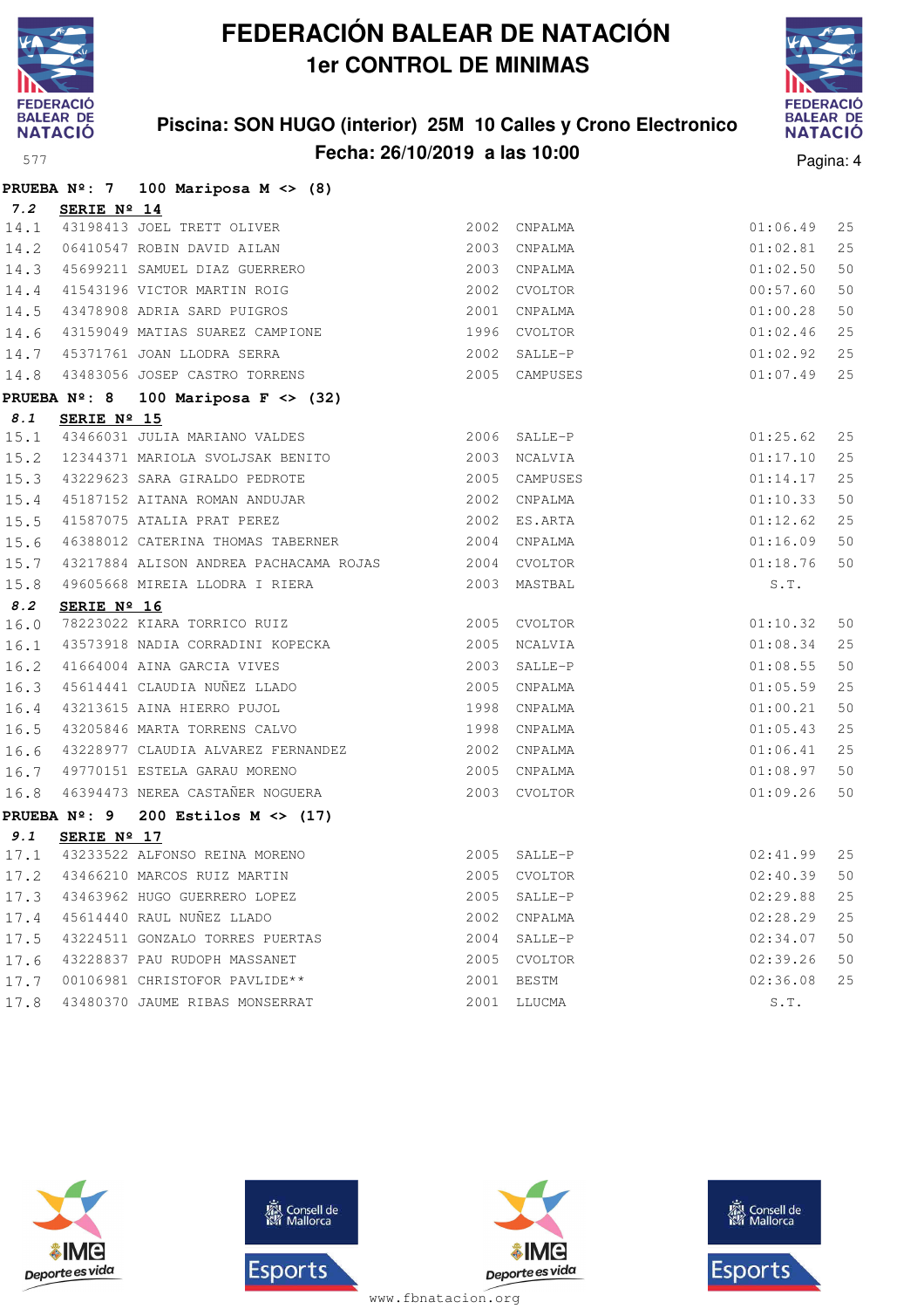# FEDERACIÓN BALEAR DE NATACIÓN

## 1er CONTROL DE MINIMAS

### Piscina: SON HUGO (interior) 25M 10 Calles y Crono Electronico

### Fecha: 26/10/2019 a las 10:00

577

**PRUEBA Nº: 7 100 Mariposa M <> (8)**

**7.2 SERIE Nº 14**

| | | | | | | |
|---|---|---|---|---|---|---|
| 14.1 | 43198413 | JOEL TRETT OLIVER | 2002 | CNPALMA | 01:06.49 | 25 |
| 14.2 | 06410547 | ROBIN DAVID AILAN | 2003 | CNPALMA | 01:02.81 | 25 |
| 14.3 | 45699211 | SAMUEL DIAZ GUERRERO | 2003 | CNPALMA | 01:02.50 | 50 |
| 14.4 | 41543196 | VICTOR MARTIN ROIG | 2002 | CVOLTOR | 00:57.60 | 50 |
| 14.5 | 43478908 | ADRIA SARD PUIGROS | 2001 | CNPALMA | 01:00.28 | 50 |
| 14.6 | 43159049 | MATIAS SUAREZ CAMPIONE | 1996 | CVOLTOR | 01:02.46 | 25 |
| 14.7 | 45371761 | JOAN LLODRA SERRA | 2002 | SALLE-P | 01:02.92 | 25 |
| 14.8 | 43483056 | JOSEP CASTRO TORRENS | 2005 | CAMPUSES | 01:07.49 | 25 |

**PRUEBA Nº: 8 100 Mariposa F <> (32)**

**8.1 SERIE Nº 15**

| | | | | | | |
|---|---|---|---|---|---|---|
| 15.1 | 43466031 | JULIA MARIANO VALDES | 2006 | SALLE-P | 01:25.62 | 25 |
| 15.2 | 12344371 | MARIOLA SVOLJSAK BENITO | 2003 | NCALVIA | 01:17.10 | 25 |
| 15.3 | 43229623 | SARA GIRALDO PEDROTE | 2005 | CAMPUSES | 01:14.17 | 25 |
| 15.4 | 45187152 | AITANA ROMAN ANDUJAR | 2002 | CNPALMA | 01:10.33 | 50 |
| 15.5 | 41587075 | ATALIA PRAT PEREZ | 2002 | ES.ARTA | 01:12.62 | 25 |
| 15.6 | 46388012 | CATERINA THOMAS TABERNER | 2004 | CNPALMA | 01:16.09 | 50 |
| 15.7 | 43217884 | ALISON ANDREA PACHACAMA ROJAS | 2004 | CVOLTOR | 01:18.76 | 50 |
| 15.8 | 49605668 | MIREIA LLODRA I RIERA | 2003 | MASTBAL | S.T. | |

**8.2 SERIE Nº 16**

| | | | | | | |
|---|---|---|---|---|---|---|
| 16.0 | 78223022 | KIARA TORRICO RUIZ | 2005 | CVOLTOR | 01:10.32 | 50 |
| 16.1 | 43573918 | NADIA CORRADINI KOPECKA | 2005 | NCALVIA | 01:08.34 | 25 |
| 16.2 | 41664004 | AINA GARCIA VIVES | 2003 | SALLE-P | 01:08.55 | 50 |
| 16.3 | 45614441 | CLAUDIA NUÑEZ LLADO | 2005 | CNPALMA | 01:05.59 | 25 |
| 16.4 | 43213615 | AINA HIERRO PUJOL | 1998 | CNPALMA | 01:00.21 | 50 |
| 16.5 | 43205846 | MARTA TORRENS CALVO | 1998 | CNPALMA | 01:05.43 | 25 |
| 16.6 | 43228977 | CLAUDIA ALVAREZ FERNANDEZ | 2002 | CNPALMA | 01:06.41 | 25 |
| 16.7 | 49770151 | ESTELA GARAU MORENO | 2005 | CNPALMA | 01:08.97 | 50 |
| 16.8 | 46394473 | NEREA CASTAÑER NOGUERA | 2003 | CVOLTOR | 01:09.26 | 50 |

**PRUEBA Nº: 9 200 Estilos M <> (17)**

**9.1 SERIE Nº 17**

| | | | | | | |
|---|---|---|---|---|---|---|
| 17.1 | 43233522 | ALFONSO REINA MORENO | 2005 | SALLE-P | 02:41.99 | 25 |
| 17.2 | 43466210 | MARCOS RUIZ MARTIN | 2005 | CVOLTOR | 02:40.39 | 50 |
| 17.3 | 43463962 | HUGO GUERRERO LOPEZ | 2005 | SALLE-P | 02:29.88 | 25 |
| 17.4 | 45614440 | RAUL NUÑEZ LLADO | 2002 | CNPALMA | 02:28.29 | 25 |
| 17.5 | 43224511 | GONZALO TORRES PUERTAS | 2004 | SALLE-P | 02:34.07 | 50 |
| 17.6 | 43228837 | PAU RUDOPH MASSANET | 2005 | CVOLTOR | 02:39.26 | 50 |
| 17.7 | 00106981 | CHRISTOFOR PAVLIDE** | 2001 | BESTM | 02:36.08 | 25 |
| 17.8 | 43480370 | JAUME RIBAS MONSERRAT | 2001 | LLUCMA | S.T. | |

www.fbnatacion.org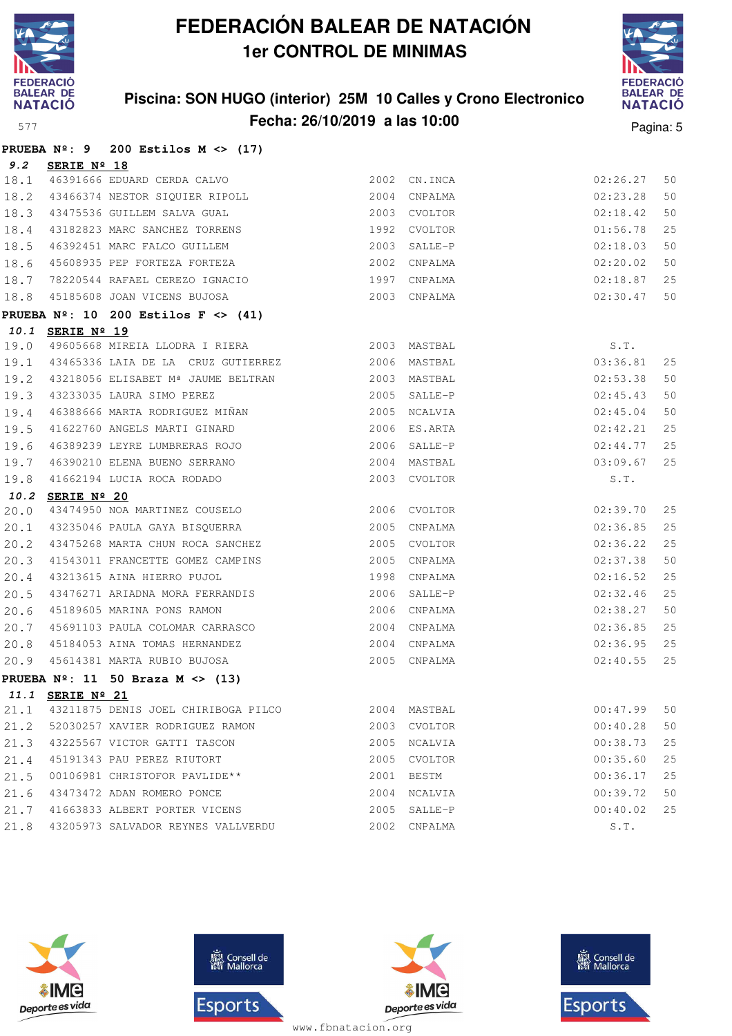# FEDERACIÓN BALEAR DE NATACIÓN

## 1er CONTROL DE MINIMAS

**Piscina: SON HUGO (interior) 25M 10 Calles y Crono Electronico**
**Fecha: 26/10/2019 a las 10:00**

577

**PRUEBA Nº: 9 200 Estilos M <> (17)**

**9.2 SERIE Nº 18**

| | | | | | | |
|---|---|---|---|---|---|---|
| 18.1 | 46391666 | EDUARD CERDA CALVO | 2002 | CN.INCA | 02:26.27 | 50 |
| 18.2 | 43466374 | NESTOR SIQUIER RIPOLL | 2004 | CNPALMA | 02:23.28 | 50 |
| 18.3 | 43475536 | GUILLEM SALVA GUAL | 2003 | CVOLTOR | 02:18.42 | 50 |
| 18.4 | 43182823 | MARC SANCHEZ TORRENS | 1992 | CVOLTOR | 01:56.78 | 25 |
| 18.5 | 46392451 | MARC FALCO GUILLEM | 2003 | SALLE-P | 02:18.03 | 50 |
| 18.6 | 45608935 | PEP FORTEZA FORTEZA | 2002 | CNPALMA | 02:20.02 | 50 |
| 18.7 | 78220544 | RAFAEL CEREZO IGNACIO | 1997 | CNPALMA | 02:18.87 | 25 |
| 18.8 | 45185608 | JOAN VICENS BUJOSA | 2003 | CNPALMA | 02:30.47 | 50 |

**PRUEBA Nº: 10 200 Estilos F <> (41)**

**10.1 SERIE Nº 19**

| | | | | | | |
|---|---|---|---|---|---|---|
| 19.0 | 49605668 | MIREIA LLODRA I RIERA | 2003 | MASTBAL | S.T. | |
| 19.1 | 43465336 | LAIA DE LA CRUZ GUTIERREZ | 2006 | MASTBAL | 03:36.81 | 25 |
| 19.2 | 43218056 | ELISABET Mª JAUME BELTRAN | 2003 | MASTBAL | 02:53.38 | 50 |
| 19.3 | 43233035 | LAURA SIMO PEREZ | 2005 | SALLE-P | 02:45.43 | 50 |
| 19.4 | 46388666 | MARTA RODRIGUEZ MIÑAN | 2005 | NCALVIA | 02:45.04 | 50 |
| 19.5 | 41622760 | ANGELS MARTI GINARD | 2006 | ES.ARTA | 02:42.21 | 25 |
| 19.6 | 46389239 | LEYRE LUMBRERAS ROJO | 2006 | SALLE-P | 02:44.77 | 25 |
| 19.7 | 46390210 | ELENA BUENO SERRANO | 2004 | MASTBAL | 03:09.67 | 25 |
| 19.8 | 41662194 | LUCIA ROCA RODADO | 2003 | CVOLTOR | S.T. | |

**10.2 SERIE Nº 20**

| | | | | | | |
|---|---|---|---|---|---|---|
| 20.0 | 43474950 | NOA MARTINEZ COUSELO | 2006 | CVOLTOR | 02:39.70 | 25 |
| 20.1 | 43235046 | PAULA GAYA BISQUERRA | 2005 | CNPALMA | 02:36.85 | 25 |
| 20.2 | 43475268 | MARTA CHUN ROCA SANCHEZ | 2005 | CVOLTOR | 02:36.22 | 25 |
| 20.3 | 41543011 | FRANCETTE GOMEZ CAMPINS | 2005 | CNPALMA | 02:37.38 | 50 |
| 20.4 | 43213615 | AINA HIERRO PUJOL | 1998 | CNPALMA | 02:16.52 | 25 |
| 20.5 | 43476271 | ARIADNA MORA FERRANDIS | 2006 | SALLE-P | 02:32.46 | 25 |
| 20.6 | 45189605 | MARINA PONS RAMON | 2006 | CNPALMA | 02:38.27 | 50 |
| 20.7 | 45691103 | PAULA COLOMAR CARRASCO | 2004 | CNPALMA | 02:36.85 | 25 |
| 20.8 | 45184053 | AINA TOMAS HERNANDEZ | 2004 | CNPALMA | 02:36.95 | 25 |
| 20.9 | 45614381 | MARTA RUBIO BUJOSA | 2005 | CNPALMA | 02:40.55 | 25 |

**PRUEBA Nº: 11 50 Braza M <> (13)**

**11.1 SERIE Nº 21**

| | | | | | | |
|---|---|---|---|---|---|---|
| 21.1 | 43211875 | DENIS JOEL CHIRIBOGA PILCO | 2004 | MASTBAL | 00:47.99 | 50 |
| 21.2 | 52030257 | XAVIER RODRIGUEZ RAMON | 2003 | CVOLTOR | 00:40.28 | 50 |
| 21.3 | 43225567 | VICTOR GATTI TASCON | 2005 | NCALVIA | 00:38.73 | 25 |
| 21.4 | 45191343 | PAU PEREZ RIUTORT | 2005 | CVOLTOR | 00:35.60 | 25 |
| 21.5 | 00106981 | CHRISTOFOR PAVLIDE** | 2001 | BESTM | 00:36.17 | 25 |
| 21.6 | 43473472 | ADAN ROMERO PONCE | 2004 | NCALVIA | 00:39.72 | 50 |
| 21.7 | 41663833 | ALBERT PORTER VICENS | 2005 | SALLE-P | 00:40.02 | 25 |
| 21.8 | 43205973 | SALVADOR REYNES VALLVERDU | 2002 | CNPALMA | S.T. | |

www.fbnatacion.org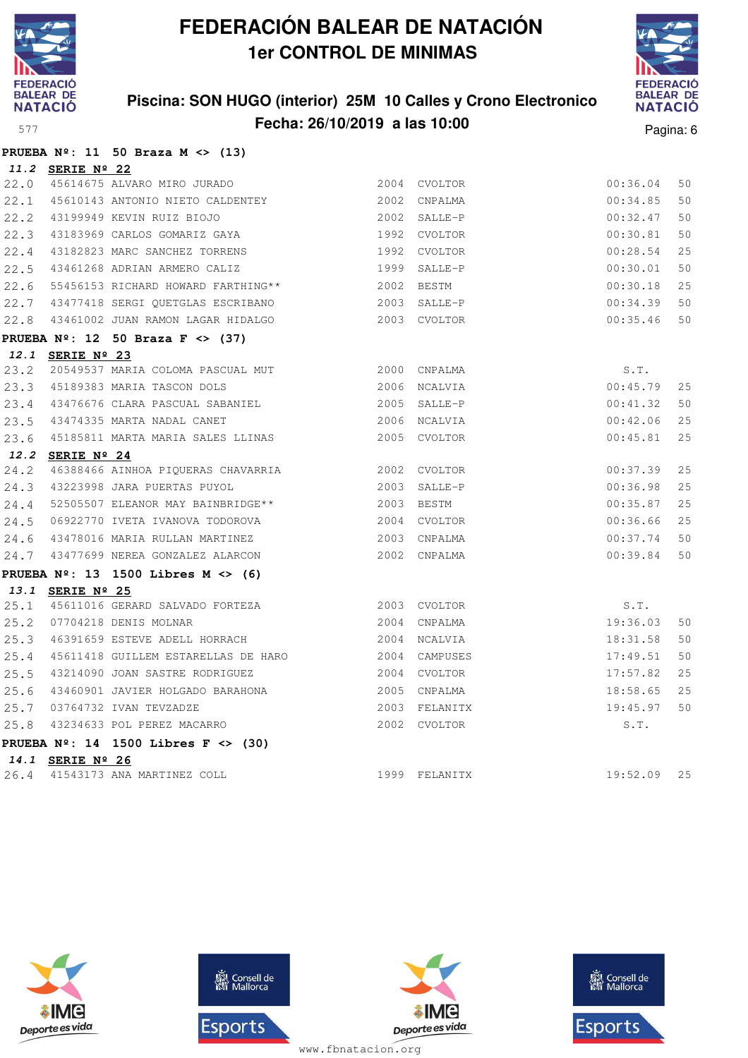# FEDERACIÓN BALEAR DE NATACIÓN
## 1er CONTROL DE MINIMAS

### Piscina: SON HUGO (interior) 25M 10 Calles y Crono Electronico
### Fecha: 26/10/2019 a las 10:00

**PRUEBA Nº: 11 50 Braza M <> (13)**

***11.2*** **SERIE Nº 22**

| | | | | | | |
|---|---|---|---|---|---|---|
| 22.0 | 45614675 | ALVARO MIRO JURADO | 2004 | CVOLTOR | 00:36.04 | 50 |
| 22.1 | 45610143 | ANTONIO NIETO CALDENTEY | 2002 | CNPALMA | 00:34.85 | 50 |
| 22.2 | 43199949 | KEVIN RUIZ BIOJO | 2002 | SALLE-P | 00:32.47 | 50 |
| 22.3 | 43183969 | CARLOS GOMARIZ GAYA | 1992 | CVOLTOR | 00:30.81 | 50 |
| 22.4 | 43182823 | MARC SANCHEZ TORRENS | 1992 | CVOLTOR | 00:28.54 | 25 |
| 22.5 | 43461268 | ADRIAN ARMERO CALIZ | 1999 | SALLE-P | 00:30.01 | 50 |
| 22.6 | 55456153 | RICHARD HOWARD FARTHING** | 2002 | BESTM | 00:30.18 | 25 |
| 22.7 | 43477418 | SERGI QUETGLAS ESCRIBANO | 2003 | SALLE-P | 00:34.39 | 50 |
| 22.8 | 43461002 | JUAN RAMON LAGAR HIDALGO | 2003 | CVOLTOR | 00:35.46 | 50 |

**PRUEBA Nº: 12 50 Braza F <> (37)**

***12.1*** **SERIE Nº 23**

| | | | | | | |
|---|---|---|---|---|---|---|
| 23.2 | 20549537 | MARIA COLOMA PASCUAL MUT | 2000 | CNPALMA | S.T. | |
| 23.3 | 45189383 | MARIA TASCON DOLS | 2006 | NCALVIA | 00:45.79 | 25 |
| 23.4 | 43476676 | CLARA PASCUAL SABANIEL | 2005 | SALLE-P | 00:41.32 | 50 |
| 23.5 | 43474335 | MARTA NADAL CANET | 2006 | NCALVIA | 00:42.06 | 25 |
| 23.6 | 45185811 | MARTA MARIA SALES LLINAS | 2005 | CVOLTOR | 00:45.81 | 25 |

***12.2*** **SERIE Nº 24**

| | | | | | | |
|---|---|---|---|---|---|---|
| 24.2 | 46388466 | AINHOA PIQUERAS CHAVARRIA | 2002 | CVOLTOR | 00:37.39 | 25 |
| 24.3 | 43223998 | JARA PUERTAS PUYOL | 2003 | SALLE-P | 00:36.98 | 25 |
| 24.4 | 52505507 | ELEANOR MAY BAINBRIDGE** | 2003 | BESTM | 00:35.87 | 25 |
| 24.5 | 06922770 | IVETA IVANOVA TODOROVA | 2004 | CVOLTOR | 00:36.66 | 25 |
| 24.6 | 43478016 | MARIA RULLAN MARTINEZ | 2003 | CNPALMA | 00:37.74 | 50 |
| 24.7 | 43477699 | NEREA GONZALEZ ALARCON | 2002 | CNPALMA | 00:39.84 | 50 |

**PRUEBA Nº: 13 1500 Libres M <> (6)**

***13.1*** **SERIE Nº 25**

| | | | | | | |
|---|---|---|---|---|---|---|
| 25.1 | 45611016 | GERARD SALVADO FORTEZA | 2003 | CVOLTOR | S.T. | |
| 25.2 | 07704218 | DENIS MOLNAR | 2004 | CNPALMA | 19:36.03 | 50 |
| 25.3 | 46391659 | ESTEVE ADELL HORRACH | 2004 | NCALVIA | 18:31.58 | 50 |
| 25.4 | 45611418 | GUILLEM ESTARELLAS DE HARO | 2004 | CAMPUSES | 17:49.51 | 50 |
| 25.5 | 43214090 | JOAN SASTRE RODRIGUEZ | 2004 | CVOLTOR | 17:57.82 | 25 |
| 25.6 | 43460901 | JAVIER HOLGADO BARAHONA | 2005 | CNPALMA | 18:58.65 | 25 |
| 25.7 | 03764732 | IVAN TEVZADZE | 2003 | FELANITX | 19:45.97 | 50 |
| 25.8 | 43234633 | POL PEREZ MACARRO | 2002 | CVOLTOR | S.T. | |

**PRUEBA Nº: 14 1500 Libres F <> (30)**

***14.1*** **SERIE Nº 26**

| | | | | | | |
|---|---|---|---|---|---|---|
| 26.4 | 41543173 | ANA MARTINEZ COLL | 1999 | FELANITX | 19:52.09 | 25 |

www.fbnatacion.org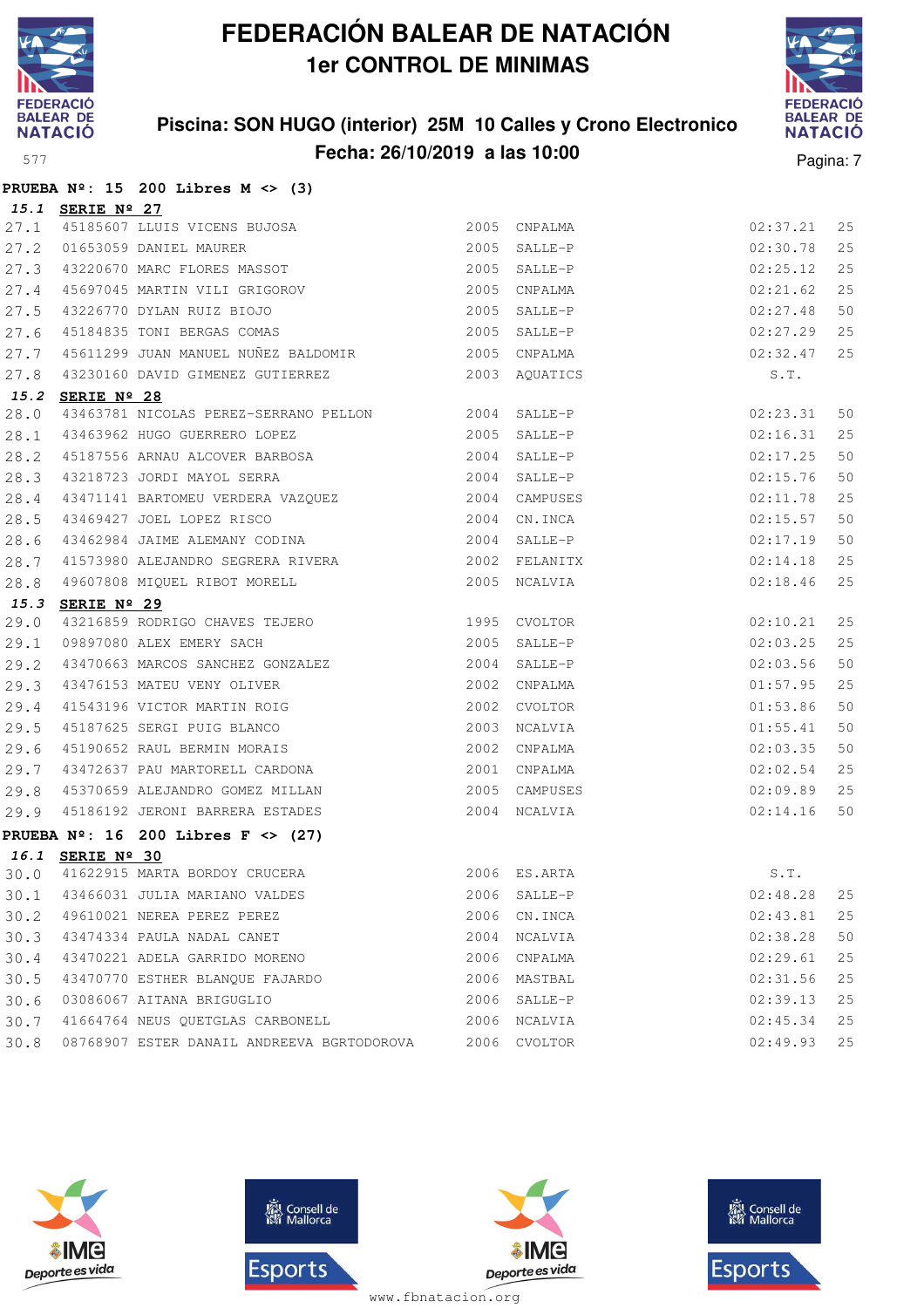# FEDERACIÓN BALEAR DE NATACIÓN
## 1er CONTROL DE MINIMAS

### Piscina: SON HUGO (interior) 25M 10 Calles y Crono Electronico
### Fecha: 26/10/2019 a las 10:00

**PRUEBA Nº: 15 200 Libres M <> (3)**

***15.1*** **SERIE Nº 27**

| | | | | | | |
|---|---|---|---|---|---|---|
| 27.1 | 45185607 | LLUIS VICENS BUJOSA | 2005 | CNPALMA | 02:37.21 | 25 |
| 27.2 | 01653059 | DANIEL MAURER | 2005 | SALLE-P | 02:30.78 | 25 |
| 27.3 | 43220670 | MARC FLORES MASSOT | 2005 | SALLE-P | 02:25.12 | 25 |
| 27.4 | 45697045 | MARTIN VILI GRIGOROV | 2005 | CNPALMA | 02:21.62 | 25 |
| 27.5 | 43226770 | DYLAN RUIZ BIOJO | 2005 | SALLE-P | 02:27.48 | 50 |
| 27.6 | 45184835 | TONI BERGAS COMAS | 2005 | SALLE-P | 02:27.29 | 25 |
| 27.7 | 45611299 | JUAN MANUEL NUÑEZ BALDOMIR | 2005 | CNPALMA | 02:32.47 | 25 |
| 27.8 | 43230160 | DAVID GIMENEZ GUTIERREZ | 2003 | AQUATICS | S.T. | |

***15.2*** **SERIE Nº 28**

| | | | | | | |
|---|---|---|---|---|---|---|
| 28.0 | 43463781 | NICOLAS PEREZ-SERRANO PELLON | 2004 | SALLE-P | 02:23.31 | 50 |
| 28.1 | 43463962 | HUGO GUERRERO LOPEZ | 2005 | SALLE-P | 02:16.31 | 25 |
| 28.2 | 45187556 | ARNAU ALCOVER BARBOSA | 2004 | SALLE-P | 02:17.25 | 50 |
| 28.3 | 43218723 | JORDI MAYOL SERRA | 2004 | SALLE-P | 02:15.76 | 50 |
| 28.4 | 43471141 | BARTOMEU VERDERA VAZQUEZ | 2004 | CAMPUSES | 02:11.78 | 25 |
| 28.5 | 43469427 | JOEL LOPEZ RISCO | 2004 | CN.INCA | 02:15.57 | 50 |
| 28.6 | 43462984 | JAIME ALEMANY CODINA | 2004 | SALLE-P | 02:17.19 | 50 |
| 28.7 | 41573980 | ALEJANDRO SEGRERA RIVERA | 2002 | FELANITX | 02:14.18 | 25 |
| 28.8 | 49607808 | MIQUEL RIBOT MORELL | 2005 | NCALVIA | 02:18.46 | 25 |

***15.3*** **SERIE Nº 29**

| | | | | | | |
|---|---|---|---|---|---|---|
| 29.0 | 43216859 | RODRIGO CHAVES TEJERO | 1995 | CVOLTOR | 02:10.21 | 25 |
| 29.1 | 09897080 | ALEX EMERY SACH | 2005 | SALLE-P | 02:03.25 | 25 |
| 29.2 | 43470663 | MARCOS SANCHEZ GONZALEZ | 2004 | SALLE-P | 02:03.56 | 50 |
| 29.3 | 43476153 | MATEU VENY OLIVER | 2002 | CNPALMA | 01:57.95 | 25 |
| 29.4 | 41543196 | VICTOR MARTIN ROIG | 2002 | CVOLTOR | 01:53.86 | 50 |
| 29.5 | 45187625 | SERGI PUIG BLANCO | 2003 | NCALVIA | 01:55.41 | 50 |
| 29.6 | 45190652 | RAUL BERMIN MORAIS | 2002 | CNPALMA | 02:03.35 | 50 |
| 29.7 | 43472637 | PAU MARTORELL CARDONA | 2001 | CNPALMA | 02:02.54 | 25 |
| 29.8 | 45370659 | ALEJANDRO GOMEZ MILLAN | 2005 | CAMPUSES | 02:09.89 | 25 |
| 29.9 | 45186192 | JERONI BARRERA ESTADES | 2004 | NCALVIA | 02:14.16 | 50 |

**PRUEBA Nº: 16 200 Libres F <> (27)**

***16.1*** **SERIE Nº 30**

| | | | | | | |
|---|---|---|---|---|---|---|
| 30.0 | 41622915 | MARTA BORDOY CRUCERA | 2006 | ES.ARTA | S.T. | |
| 30.1 | 43466031 | JULIA MARIANO VALDES | 2006 | SALLE-P | 02:48.28 | 25 |
| 30.2 | 49610021 | NEREA PEREZ PEREZ | 2006 | CN.INCA | 02:43.81 | 25 |
| 30.3 | 43474334 | PAULA NADAL CANET | 2004 | NCALVIA | 02:38.28 | 50 |
| 30.4 | 43470221 | ADELA GARRIDO MORENO | 2006 | CNPALMA | 02:29.61 | 25 |
| 30.5 | 43470770 | ESTHER BLANQUE FAJARDO | 2006 | MASTBAL | 02:31.56 | 25 |
| 30.6 | 03086067 | AITANA BRIGUGLIO | 2006 | SALLE-P | 02:39.13 | 25 |
| 30.7 | 41664764 | NEUS QUETGLAS CARBONELL | 2006 | NCALVIA | 02:45.34 | 25 |
| 30.8 | 08768907 | ESTER DANAIL ANDREEVA BGRTODOROVA | 2006 | CVOLTOR | 02:49.93 | 25 |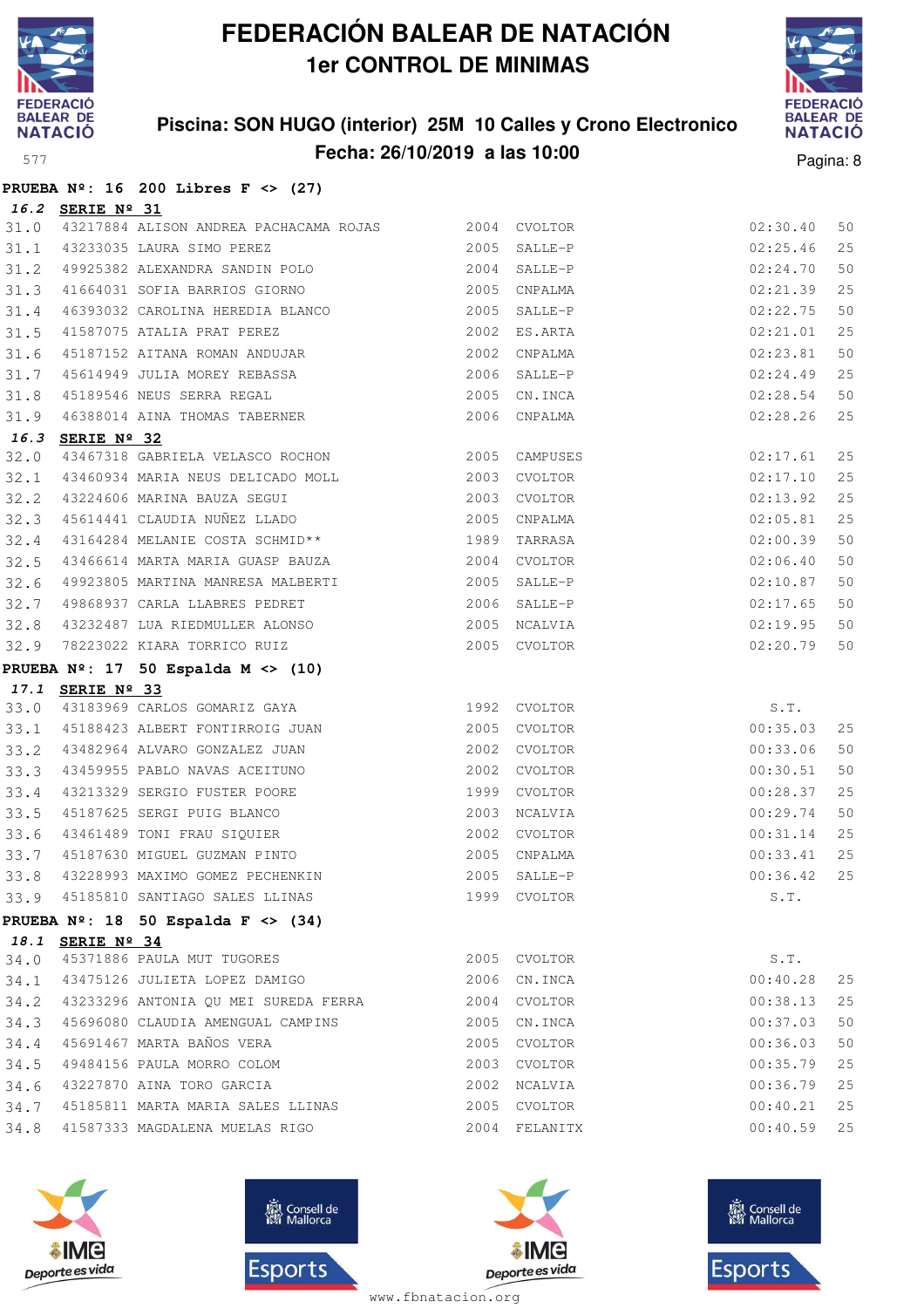# FEDERACIÓN BALEAR DE NATACIÓN

## 1er CONTROL DE MINIMAS

### Piscina: SON HUGO (interior) 25M 10 Calles y Crono Electronico

### Fecha: 26/10/2019 a las 10:00

577

**PRUEBA Nº: 16 200 Libres F <> (27)**

*16.2* **SERIE Nº 31**

| | | | | | | |
|---|---|---|---|---|---|---|
| 31.0 | 43217884 | ALISON ANDREA PACHACAMA ROJAS | 2004 | CVOLTOR | 02:30.40 | 50 |
| 31.1 | 43233035 | LAURA SIMO PEREZ | 2005 | SALLE-P | 02:25.46 | 25 |
| 31.2 | 49925382 | ALEXANDRA SANDIN POLO | 2004 | SALLE-P | 02:24.70 | 50 |
| 31.3 | 41664031 | SOFIA BARRIOS GIORNO | 2005 | CNPALMA | 02:21.39 | 25 |
| 31.4 | 46393032 | CAROLINA HEREDIA BLANCO | 2005 | SALLE-P | 02:22.75 | 50 |
| 31.5 | 41587075 | ATALIA PRAT PEREZ | 2002 | ES.ARTA | 02:21.01 | 25 |
| 31.6 | 45187152 | AITANA ROMAN ANDUJAR | 2002 | CNPALMA | 02:23.81 | 50 |
| 31.7 | 45614949 | JULIA MOREY REBASSA | 2006 | SALLE-P | 02:24.49 | 25 |
| 31.8 | 45189546 | NEUS SERRA REGAL | 2005 | CN.INCA | 02:28.54 | 50 |
| 31.9 | 46388014 | AINA THOMAS TABERNER | 2006 | CNPALMA | 02:28.26 | 25 |

*16.3* **SERIE Nº 32**

| | | | | | | |
|---|---|---|---|---|---|---|
| 32.0 | 43467318 | GABRIELA VELASCO ROCHON | 2005 | CAMPUSES | 02:17.61 | 25 |
| 32.1 | 43460934 | MARIA NEUS DELICADO MOLL | 2003 | CVOLTOR | 02:17.10 | 25 |
| 32.2 | 43224606 | MARINA BAUZA SEGUI | 2003 | CVOLTOR | 02:13.92 | 25 |
| 32.3 | 45614441 | CLAUDIA NUÑEZ LLADO | 2005 | CNPALMA | 02:05.81 | 25 |
| 32.4 | 43164284 | MELANIE COSTA SCHMID** | 1989 | TARRASA | 02:00.39 | 50 |
| 32.5 | 43466614 | MARTA MARIA GUASP BAUZA | 2004 | CVOLTOR | 02:06.40 | 50 |
| 32.6 | 49923805 | MARTINA MANRESA MALBERTI | 2005 | SALLE-P | 02:10.87 | 50 |
| 32.7 | 49868937 | CARLA LLABRES PEDRET | 2006 | SALLE-P | 02:17.65 | 50 |
| 32.8 | 43232487 | LUA RIEDMULLER ALONSO | 2005 | NCALVIA | 02:19.95 | 50 |
| 32.9 | 78223022 | KIARA TORRICO RUIZ | 2005 | CVOLTOR | 02:20.79 | 50 |

**PRUEBA Nº: 17 50 Espalda M <> (10)**

*17.1* **SERIE Nº 33**

| | | | | | | |
|---|---|---|---|---|---|---|
| 33.0 | 43183969 | CARLOS GOMARIZ GAYA | 1992 | CVOLTOR | S.T. | |
| 33.1 | 45188423 | ALBERT FONTIRROIG JUAN | 2005 | CVOLTOR | 00:35.03 | 25 |
| 33.2 | 43482964 | ALVARO GONZALEZ JUAN | 2002 | CVOLTOR | 00:33.06 | 50 |
| 33.3 | 43459955 | PABLO NAVAS ACEITUNO | 2002 | CVOLTOR | 00:30.51 | 50 |
| 33.4 | 43213329 | SERGIO FUSTER POORE | 1999 | CVOLTOR | 00:28.37 | 25 |
| 33.5 | 45187625 | SERGI PUIG BLANCO | 2003 | NCALVIA | 00:29.74 | 50 |
| 33.6 | 43461489 | TONI FRAU SIQUIER | 2002 | CVOLTOR | 00:31.14 | 25 |
| 33.7 | 45187630 | MIGUEL GUZMAN PINTO | 2005 | CNPALMA | 00:33.41 | 25 |
| 33.8 | 43228993 | MAXIMO GOMEZ PECHENKIN | 2005 | SALLE-P | 00:36.42 | 25 |
| 33.9 | 45185810 | SANTIAGO SALES LLINAS | 1999 | CVOLTOR | S.T. | |

**PRUEBA Nº: 18 50 Espalda F <> (34)**

*18.1* **SERIE Nº 34**

| | | | | | | |
|---|---|---|---|---|---|---|
| 34.0 | 45371886 | PAULA MUT TUGORES | 2005 | CVOLTOR | S.T. | |
| 34.1 | 43475126 | JULIETA LOPEZ DAMIGO | 2006 | CN.INCA | 00:40.28 | 25 |
| 34.2 | 43233296 | ANTONIA QU MEI SUREDA FERRA | 2004 | CVOLTOR | 00:38.13 | 25 |
| 34.3 | 45696080 | CLAUDIA AMENGUAL CAMPINS | 2005 | CN.INCA | 00:37.03 | 50 |
| 34.4 | 45691467 | MARTA BAÑOS VERA | 2005 | CVOLTOR | 00:36.03 | 50 |
| 34.5 | 49484156 | PAULA MORRO COLOM | 2003 | CVOLTOR | 00:35.79 | 25 |
| 34.6 | 43227870 | AINA TORO GARCIA | 2002 | NCALVIA | 00:36.79 | 25 |
| 34.7 | 45185811 | MARTA MARIA SALES LLINAS | 2005 | CVOLTOR | 00:40.21 | 25 |
| 34.8 | 41587333 | MAGDALENA MUELAS RIGO | 2004 | FELANITX | 00:40.59 | 25 |

www.fbnatacion.org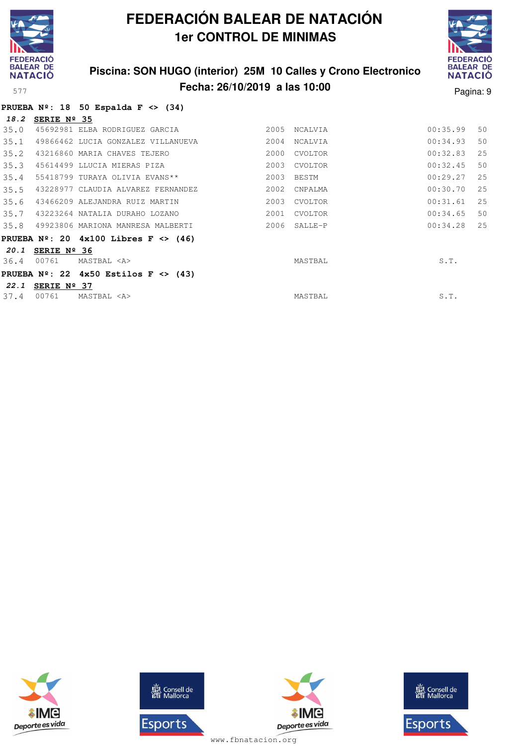# FEDERACIÓN BALEAR DE NATACIÓN

## 1er CONTROL DE MINIMAS

### Piscina: SON HUGO (interior) 25M 10 Calles y Crono Electronico

### Fecha: 26/10/2019 a las 10:00

577

**PRUEBA Nº: 18 50 Espalda F <> (34)**

***18.2* SERIE Nº 35**

| | | | | | | |
|---|---|---|---|---|---|---|
| 35.0 | 45692981 | ELBA RODRIGUEZ GARCIA | 2005 | NCALVIA | 00:35.99 | 50 |
| 35.1 | 49866462 | LUCIA GONZALEZ VILLANUEVA | 2004 | NCALVIA | 00:34.93 | 50 |
| 35.2 | 43216860 | MARIA CHAVES TEJERO | 2000 | CVOLTOR | 00:32.83 | 25 |
| 35.3 | 45614499 | LLUCIA MIERAS PIZA | 2003 | CVOLTOR | 00:32.45 | 50 |
| 35.4 | 55418799 | TURAYA OLIVIA EVANS** | 2003 | BESTM | 00:29.27 | 25 |
| 35.5 | 43228977 | CLAUDIA ALVAREZ FERNANDEZ | 2002 | CNPALMA | 00:30.70 | 25 |
| 35.6 | 43466209 | ALEJANDRA RUIZ MARTIN | 2003 | CVOLTOR | 00:31.61 | 25 |
| 35.7 | 43223264 | NATALIA DURAHO LOZANO | 2001 | CVOLTOR | 00:34.65 | 50 |
| 35.8 | 49923806 | MARIONA MANRESA MALBERTI | 2006 | SALLE-P | 00:34.28 | 25 |

**PRUEBA Nº: 20 4x100 Libres F <> (46)**

***20.1* SERIE Nº 36**

| | | | | | | |
|---|---|---|---|---|---|---|
| 36.4 | 00761 | MASTBAL <A> | | MASTBAL | S.T. | |

**PRUEBA Nº: 22 4x50 Estilos F <> (43)**

***22.1* SERIE Nº 37**

| | | | | | | |
|---|---|---|---|---|---|---|
| 37.4 | 00761 | MASTBAL <A> | | MASTBAL | S.T. | |

www.fbnatacion.org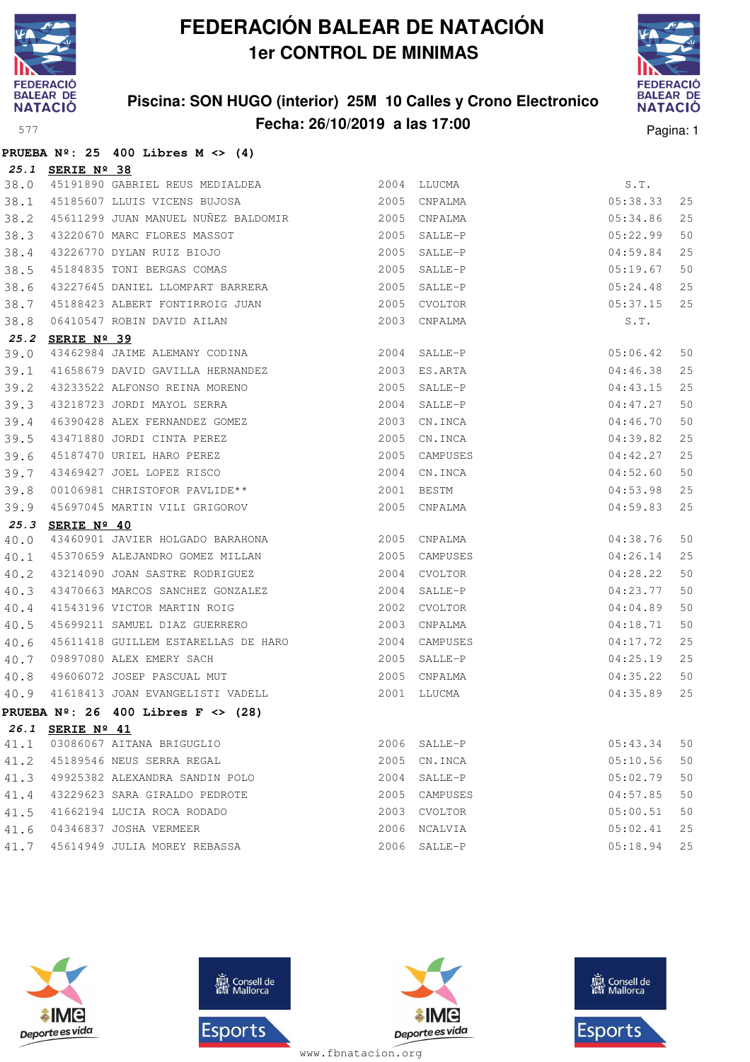# FEDERACIÓN BALEAR DE NATACIÓN

## 1er CONTROL DE MINIMAS

### Piscina: SON HUGO (interior) 25M 10 Calles y Crono Electronico

### Fecha: 26/10/2019 a las 17:00

577

**PRUEBA Nº: 25 400 Libres M <> (4)**

***25.1*** **SERIE Nº 38**

| | | | | | | |
|---|---|---|---|---|---|---|
| 38.0 | 45191890 | GABRIEL REUS MEDIALDEA | 2004 | LLUCMA | S.T. | |
| 38.1 | 45185607 | LLUIS VICENS BUJOSA | 2005 | CNPALMA | 05:38.33 | 25 |
| 38.2 | 45611299 | JUAN MANUEL NUÑEZ BALDOMIR | 2005 | CNPALMA | 05:34.86 | 25 |
| 38.3 | 43220670 | MARC FLORES MASSOT | 2005 | SALLE-P | 05:22.99 | 50 |
| 38.4 | 43226770 | DYLAN RUIZ BIOJO | 2005 | SALLE-P | 04:59.84 | 25 |
| 38.5 | 45184835 | TONI BERGAS COMAS | 2005 | SALLE-P | 05:19.67 | 50 |
| 38.6 | 43227645 | DANIEL LLOMPART BARRERA | 2005 | SALLE-P | 05:24.48 | 25 |
| 38.7 | 45188423 | ALBERT FONTIRROIG JUAN | 2005 | CVOLTOR | 05:37.15 | 25 |
| 38.8 | 06410547 | ROBIN DAVID AILAN | 2003 | CNPALMA | S.T. | |

***25.2*** **SERIE Nº 39**

| | | | | | | |
|---|---|---|---|---|---|---|
| 39.0 | 43462984 | JAIME ALEMANY CODINA | 2004 | SALLE-P | 05:06.42 | 50 |
| 39.1 | 41658679 | DAVID GAVILLA HERNANDEZ | 2003 | ES.ARTA | 04:46.38 | 25 |
| 39.2 | 43233522 | ALFONSO REINA MORENO | 2005 | SALLE-P | 04:43.15 | 25 |
| 39.3 | 43218723 | JORDI MAYOL SERRA | 2004 | SALLE-P | 04:47.27 | 50 |
| 39.4 | 46390428 | ALEX FERNANDEZ GOMEZ | 2003 | CN.INCA | 04:46.70 | 50 |
| 39.5 | 43471880 | JORDI CINTA PEREZ | 2005 | CN.INCA | 04:39.82 | 25 |
| 39.6 | 45187470 | URIEL HARO PEREZ | 2005 | CAMPUSES | 04:42.27 | 25 |
| 39.7 | 43469427 | JOEL LOPEZ RISCO | 2004 | CN.INCA | 04:52.60 | 50 |
| 39.8 | 00106981 | CHRISTOFOR PAVLIDE** | 2001 | BESTM | 04:53.98 | 25 |
| 39.9 | 45697045 | MARTIN VILI GRIGOROV | 2005 | CNPALMA | 04:59.83 | 25 |

***25.3*** **SERIE Nº 40**

| | | | | | | |
|---|---|---|---|---|---|---|
| 40.0 | 43460901 | JAVIER HOLGADO BARAHONA | 2005 | CNPALMA | 04:38.76 | 50 |
| 40.1 | 45370659 | ALEJANDRO GOMEZ MILLAN | 2005 | CAMPUSES | 04:26.14 | 25 |
| 40.2 | 43214090 | JOAN SASTRE RODRIGUEZ | 2004 | CVOLTOR | 04:28.22 | 50 |
| 40.3 | 43470663 | MARCOS SANCHEZ GONZALEZ | 2004 | SALLE-P | 04:23.77 | 50 |
| 40.4 | 41543196 | VICTOR MARTIN ROIG | 2002 | CVOLTOR | 04:04.89 | 50 |
| 40.5 | 45699211 | SAMUEL DIAZ GUERRERO | 2003 | CNPALMA | 04:18.71 | 50 |
| 40.6 | 45611418 | GUILLEM ESTARELLAS DE HARO | 2004 | CAMPUSES | 04:17.72 | 25 |
| 40.7 | 09897080 | ALEX EMERY SACH | 2005 | SALLE-P | 04:25.19 | 25 |
| 40.8 | 49606072 | JOSEP PASCUAL MUT | 2005 | CNPALMA | 04:35.22 | 50 |
| 40.9 | 41618413 | JOAN EVANGELISTI VADELL | 2001 | LLUCMA | 04:35.89 | 25 |

**PRUEBA Nº: 26 400 Libres F <> (28)**

***26.1*** **SERIE Nº 41**

| | | | | | | |
|---|---|---|---|---|---|---|
| 41.1 | 03086067 | AITANA BRIGUGLIO | 2006 | SALLE-P | 05:43.34 | 50 |
| 41.2 | 45189546 | NEUS SERRA REGAL | 2005 | CN.INCA | 05:10.56 | 50 |
| 41.3 | 49925382 | ALEXANDRA SANDIN POLO | 2004 | SALLE-P | 05:02.79 | 50 |
| 41.4 | 43229623 | SARA GIRALDO PEDROTE | 2005 | CAMPUSES | 04:57.85 | 50 |
| 41.5 | 41662194 | LUCIA ROCA RODADO | 2003 | CVOLTOR | 05:00.51 | 50 |
| 41.6 | 04346837 | JOSHA VERMEER | 2006 | NCALVIA | 05:02.41 | 25 |
| 41.7 | 45614949 | JULIA MOREY REBASSA | 2006 | SALLE-P | 05:18.94 | 25 |

www.fbnatacion.org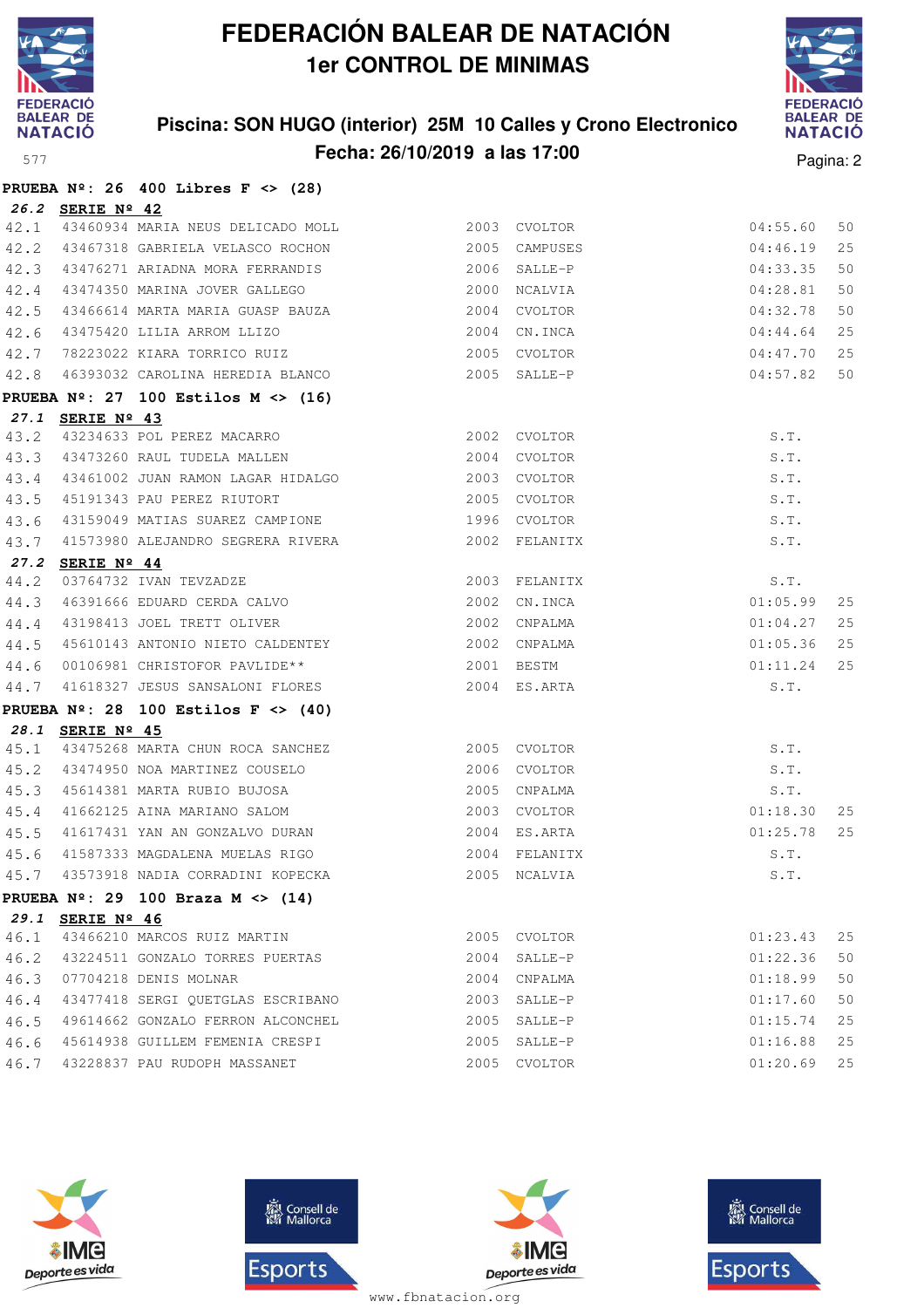# FEDERACIÓN BALEAR DE NATACIÓN

## 1er CONTROL DE MINIMAS

### Piscina: SON HUGO (interior) 25M 10 Calles y Crono Electronico

### Fecha: 26/10/2019 a las 17:00

**PRUEBA Nº: 26 400 Libres F <> (28)**

***26.2*** **SERIE Nº 42**

| | | | | | | |
|---|---|---|---|---|---|---|
| 42.1 | 43460934 | MARIA NEUS DELICADO MOLL | 2003 | CVOLTOR | 04:55.60 | 50 |
| 42.2 | 43467318 | GABRIELA VELASCO ROCHON | 2005 | CAMPUSES | 04:46.19 | 25 |
| 42.3 | 43476271 | ARIADNA MORA FERRANDIS | 2006 | SALLE-P | 04:33.35 | 50 |
| 42.4 | 43474350 | MARINA JOVER GALLEGO | 2000 | NCALVIA | 04:28.81 | 50 |
| 42.5 | 43466614 | MARTA MARIA GUASP BAUZA | 2004 | CVOLTOR | 04:32.78 | 50 |
| 42.6 | 43475420 | LILIA ARROM LLIZO | 2004 | CN.INCA | 04:44.64 | 25 |
| 42.7 | 78223022 | KIARA TORRICO RUIZ | 2005 | CVOLTOR | 04:47.70 | 25 |
| 42.8 | 46393032 | CAROLINA HEREDIA BLANCO | 2005 | SALLE-P | 04:57.82 | 50 |

**PRUEBA Nº: 27 100 Estilos M <> (16)**

***27.1*** **SERIE Nº 43**

| | | | | | | |
|---|---|---|---|---|---|---|
| 43.2 | 43234633 | POL PEREZ MACARRO | 2002 | CVOLTOR | S.T. | |
| 43.3 | 43473260 | RAUL TUDELA MALLEN | 2004 | CVOLTOR | S.T. | |
| 43.4 | 43461002 | JUAN RAMON LAGAR HIDALGO | 2003 | CVOLTOR | S.T. | |
| 43.5 | 45191343 | PAU PEREZ RIUTORT | 2005 | CVOLTOR | S.T. | |
| 43.6 | 43159049 | MATIAS SUAREZ CAMPIONE | 1996 | CVOLTOR | S.T. | |
| 43.7 | 41573980 | ALEJANDRO SEGRERA RIVERA | 2002 | FELANITX | S.T. | |

***27.2*** **SERIE Nº 44**

| | | | | | | |
|---|---|---|---|---|---|---|
| 44.2 | 03764732 | IVAN TEVZADZE | 2003 | FELANITX | S.T. | |
| 44.3 | 46391666 | EDUARD CERDA CALVO | 2002 | CN.INCA | 01:05.99 | 25 |
| 44.4 | 43198413 | JOEL TRETT OLIVER | 2002 | CNPALMA | 01:04.27 | 25 |
| 44.5 | 45610143 | ANTONIO NIETO CALDENTEY | 2002 | CNPALMA | 01:05.36 | 25 |
| 44.6 | 00106981 | CHRISTOFOR PAVLIDE** | 2001 | BESTM | 01:11.24 | 25 |
| 44.7 | 41618327 | JESUS SANSALONI FLORES | 2004 | ES.ARTA | S.T. | |

**PRUEBA Nº: 28 100 Estilos F <> (40)**

***28.1*** **SERIE Nº 45**

| | | | | | | |
|---|---|---|---|---|---|---|
| 45.1 | 43475268 | MARTA CHUN ROCA SANCHEZ | 2005 | CVOLTOR | S.T. | |
| 45.2 | 43474950 | NOA MARTINEZ COUSELO | 2006 | CVOLTOR | S.T. | |
| 45.3 | 45614381 | MARTA RUBIO BUJOSA | 2005 | CNPALMA | S.T. | |
| 45.4 | 41662125 | AINA MARIANO SALOM | 2003 | CVOLTOR | 01:18.30 | 25 |
| 45.5 | 41617431 | YAN AN GONZALVO DURAN | 2004 | ES.ARTA | 01:25.78 | 25 |
| 45.6 | 41587333 | MAGDALENA MUELAS RIGO | 2004 | FELANITX | S.T. | |
| 45.7 | 43573918 | NADIA CORRADINI KOPECKA | 2005 | NCALVIA | S.T. | |

**PRUEBA Nº: 29 100 Braza M <> (14)**

***29.1*** **SERIE Nº 46**

| | | | | | | |
|---|---|---|---|---|---|---|
| 46.1 | 43466210 | MARCOS RUIZ MARTIN | 2005 | CVOLTOR | 01:23.43 | 25 |
| 46.2 | 43224511 | GONZALO TORRES PUERTAS | 2004 | SALLE-P | 01:22.36 | 50 |
| 46.3 | 07704218 | DENIS MOLNAR | 2004 | CNPALMA | 01:18.99 | 50 |
| 46.4 | 43477418 | SERGI QUETGLAS ESCRIBANO | 2003 | SALLE-P | 01:17.60 | 50 |
| 46.5 | 49614662 | GONZALO FERRON ALCONCHEL | 2005 | SALLE-P | 01:15.74 | 25 |
| 46.6 | 45614938 | GUILLEM FEMENIA CRESPI | 2005 | SALLE-P | 01:16.88 | 25 |
| 46.7 | 43228837 | PAU RUDOPH MASSANET | 2005 | CVOLTOR | 01:20.69 | 25 |

www.fbnatacion.org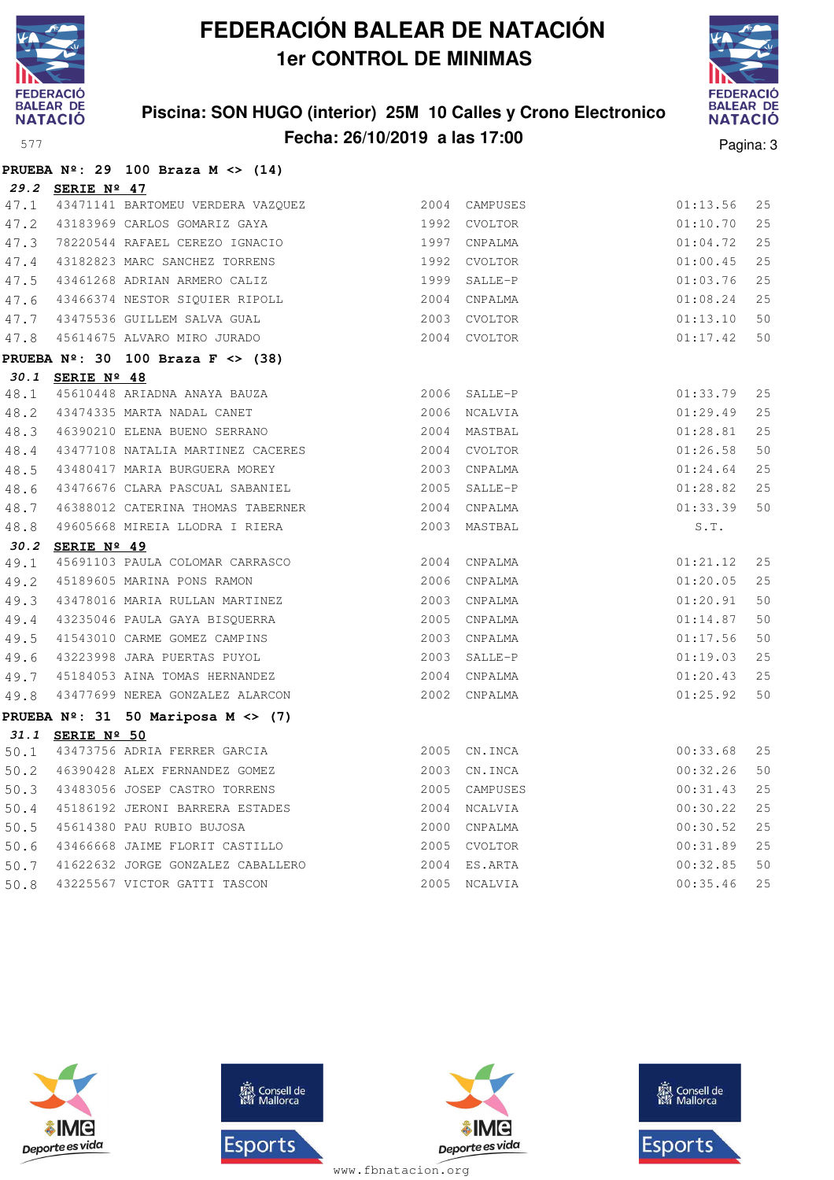# FEDERACIÓN BALEAR DE NATACIÓN
## 1er CONTROL DE MINIMAS

### Piscina: SON HUGO (interior) 25M 10 Calles y Crono Electronico
### Fecha: 26/10/2019 a las 17:00

577

**PRUEBA Nº: 29 100 Braza M <> (14)**

***29.2* SERIE Nº 47**

| | | | | | | |
|---|---|---|---|---|---|---|
| 47.1 | 43471141 | BARTOMEU VERDERA VAZQUEZ | 2004 | CAMPUSES | 01:13.56 | 25 |
| 47.2 | 43183969 | CARLOS GOMARIZ GAYA | 1992 | CVOLTOR | 01:10.70 | 25 |
| 47.3 | 78220544 | RAFAEL CEREZO IGNACIO | 1997 | CNPALMA | 01:04.72 | 25 |
| 47.4 | 43182823 | MARC SANCHEZ TORRENS | 1992 | CVOLTOR | 01:00.45 | 25 |
| 47.5 | 43461268 | ADRIAN ARMERO CALIZ | 1999 | SALLE-P | 01:03.76 | 25 |
| 47.6 | 43466374 | NESTOR SIQUIER RIPOLL | 2004 | CNPALMA | 01:08.24 | 25 |
| 47.7 | 43475536 | GUILLEM SALVA GUAL | 2003 | CVOLTOR | 01:13.10 | 50 |
| 47.8 | 45614675 | ALVARO MIRO JURADO | 2004 | CVOLTOR | 01:17.42 | 50 |

**PRUEBA Nº: 30 100 Braza F <> (38)**

***30.1* SERIE Nº 48**

| | | | | | | |
|---|---|---|---|---|---|---|
| 48.1 | 45610448 | ARIADNA ANAYA BAUZA | 2006 | SALLE-P | 01:33.79 | 25 |
| 48.2 | 43474335 | MARTA NADAL CANET | 2006 | NCALVIA | 01:29.49 | 25 |
| 48.3 | 46390210 | ELENA BUENO SERRANO | 2004 | MASTBAL | 01:28.81 | 25 |
| 48.4 | 43477108 | NATALIA MARTINEZ CACERES | 2004 | CVOLTOR | 01:26.58 | 50 |
| 48.5 | 43480417 | MARIA BURGUERA MOREY | 2003 | CNPALMA | 01:24.64 | 25 |
| 48.6 | 43476676 | CLARA PASCUAL SABANIEL | 2005 | SALLE-P | 01:28.82 | 25 |
| 48.7 | 46388012 | CATERINA THOMAS TABERNER | 2004 | CNPALMA | 01:33.39 | 50 |
| 48.8 | 49605668 | MIREIA LLODRA I RIERA | 2003 | MASTBAL | S.T. | |

***30.2* SERIE Nº 49**

| | | | | | | |
|---|---|---|---|---|---|---|
| 49.1 | 45691103 | PAULA COLOMAR CARRASCO | 2004 | CNPALMA | 01:21.12 | 25 |
| 49.2 | 45189605 | MARINA PONS RAMON | 2006 | CNPALMA | 01:20.05 | 25 |
| 49.3 | 43478016 | MARIA RULLAN MARTINEZ | 2003 | CNPALMA | 01:20.91 | 50 |
| 49.4 | 43235046 | PAULA GAYA BISQUERRA | 2005 | CNPALMA | 01:14.87 | 50 |
| 49.5 | 41543010 | CARME GOMEZ CAMPINS | 2003 | CNPALMA | 01:17.56 | 50 |
| 49.6 | 43223998 | JARA PUERTAS PUYOL | 2003 | SALLE-P | 01:19.03 | 25 |
| 49.7 | 45184053 | AINA TOMAS HERNANDEZ | 2004 | CNPALMA | 01:20.43 | 25 |
| 49.8 | 43477699 | NEREA GONZALEZ ALARCON | 2002 | CNPALMA | 01:25.92 | 50 |

**PRUEBA Nº: 31 50 Mariposa M <> (7)**

***31.1* SERIE Nº 50**

| | | | | | | |
|---|---|---|---|---|---|---|
| 50.1 | 43473756 | ADRIA FERRER GARCIA | 2005 | CN.INCA | 00:33.68 | 25 |
| 50.2 | 46390428 | ALEX FERNANDEZ GOMEZ | 2003 | CN.INCA | 00:32.26 | 50 |
| 50.3 | 43483056 | JOSEP CASTRO TORRENS | 2005 | CAMPUSES | 00:31.43 | 25 |
| 50.4 | 45186192 | JERONI BARRERA ESTADES | 2004 | NCALVIA | 00:30.22 | 25 |
| 50.5 | 45614380 | PAU RUBIO BUJOSA | 2000 | CNPALMA | 00:30.52 | 25 |
| 50.6 | 43466668 | JAIME FLORIT CASTILLO | 2005 | CVOLTOR | 00:31.89 | 25 |
| 50.7 | 41622632 | JORGE GONZALEZ CABALLERO | 2004 | ES.ARTA | 00:32.85 | 50 |
| 50.8 | 43225567 | VICTOR GATTI TASCON | 2005 | NCALVIA | 00:35.46 | 25 |

www.fbnatacion.org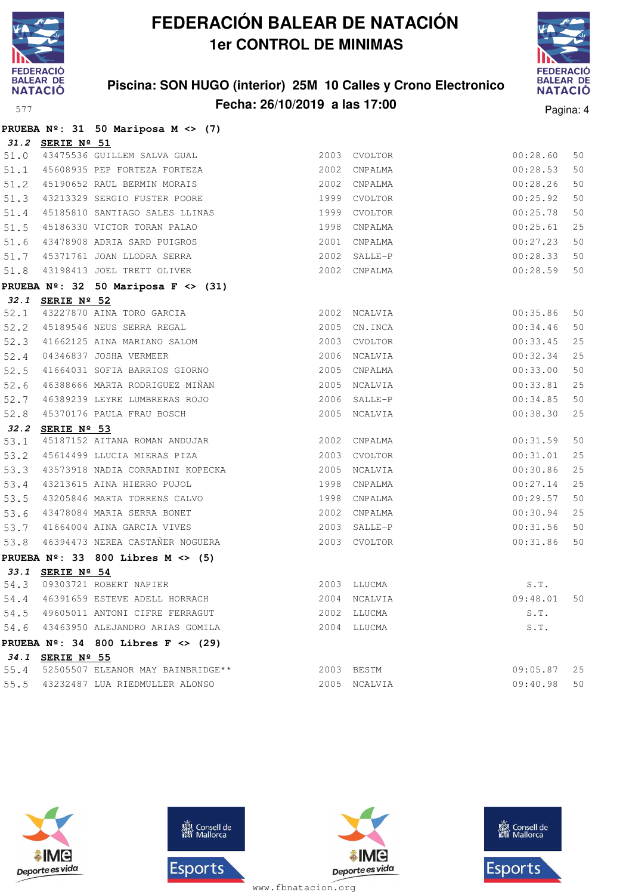# FEDERACIÓN BALEAR DE NATACIÓN

## 1er CONTROL DE MINIMAS

### Piscina: SON HUGO (interior) 25M 10 Calles y Crono Electronico

### Fecha: 26/10/2019 a las 17:00

577

**PRUEBA Nº: 31 50 Mariposa M <> (7)**

***31.2* SERIE Nº 51**

| | | | | | |
|---|---|---|---|---|---|
| 51.0 | 43475536 GUILLEM SALVA GUAL | 2003 | CVOLTOR | 00:28.60 | 50 |
| 51.1 | 45608935 PEP FORTEZA FORTEZA | 2002 | CNPALMA | 00:28.53 | 50 |
| 51.2 | 45190652 RAUL BERMIN MORAIS | 2002 | CNPALMA | 00:28.26 | 50 |
| 51.3 | 43213329 SERGIO FUSTER POORE | 1999 | CVOLTOR | 00:25.92 | 50 |
| 51.4 | 45185810 SANTIAGO SALES LLINAS | 1999 | CVOLTOR | 00:25.78 | 50 |
| 51.5 | 45186330 VICTOR TORAN PALAO | 1998 | CNPALMA | 00:25.61 | 25 |
| 51.6 | 43478908 ADRIA SARD PUIGROS | 2001 | CNPALMA | 00:27.23 | 50 |
| 51.7 | 45371761 JOAN LLODRA SERRA | 2002 | SALLE-P | 00:28.33 | 50 |
| 51.8 | 43198413 JOEL TRETT OLIVER | 2002 | CNPALMA | 00:28.59 | 50 |

**PRUEBA Nº: 32 50 Mariposa F <> (31)**

***32.1* SERIE Nº 52**

| | | | | | |
|---|---|---|---|---|---|
| 52.1 | 43227870 AINA TORO GARCIA | 2002 | NCALVIA | 00:35.86 | 50 |
| 52.2 | 45189546 NEUS SERRA REGAL | 2005 | CN.INCA | 00:34.46 | 50 |
| 52.3 | 41662125 AINA MARIANO SALOM | 2003 | CVOLTOR | 00:33.45 | 25 |
| 52.4 | 04346837 JOSHA VERMEER | 2006 | NCALVIA | 00:32.34 | 25 |
| 52.5 | 41664031 SOFIA BARRIOS GIORNO | 2005 | CNPALMA | 00:33.00 | 50 |
| 52.6 | 46388666 MARTA RODRIGUEZ MIÑAN | 2005 | NCALVIA | 00:33.81 | 25 |
| 52.7 | 46389239 LEYRE LUMBRERAS ROJO | 2006 | SALLE-P | 00:34.85 | 50 |
| 52.8 | 45370176 PAULA FRAU BOSCH | 2005 | NCALVIA | 00:38.30 | 25 |

***32.2* SERIE Nº 53**

| | | | | | |
|---|---|---|---|---|---|
| 53.1 | 45187152 AITANA ROMAN ANDUJAR | 2002 | CNPALMA | 00:31.59 | 50 |
| 53.2 | 45614499 LLUCIA MIERAS PIZA | 2003 | CVOLTOR | 00:31.01 | 25 |
| 53.3 | 43573918 NADIA CORRADINI KOPECKA | 2005 | NCALVIA | 00:30.86 | 25 |
| 53.4 | 43213615 AINA HIERRO PUJOL | 1998 | CNPALMA | 00:27.14 | 25 |
| 53.5 | 43205846 MARTA TORRENS CALVO | 1998 | CNPALMA | 00:29.57 | 50 |
| 53.6 | 43478084 MARIA SERRA BONET | 2002 | CNPALMA | 00:30.94 | 25 |
| 53.7 | 41664004 AINA GARCIA VIVES | 2003 | SALLE-P | 00:31.56 | 50 |
| 53.8 | 46394473 NEREA CASTAÑER NOGUERA | 2003 | CVOLTOR | 00:31.86 | 50 |

**PRUEBA Nº: 33 800 Libres M <> (5)**

***33.1* SERIE Nº 54**

| | | | | | |
|---|---|---|---|---|---|
| 54.3 | 09303721 ROBERT NAPIER | 2003 | LLUCMA | S.T. | |
| 54.4 | 46391659 ESTEVE ADELL HORRACH | 2004 | NCALVIA | 09:48.01 | 50 |
| 54.5 | 49605011 ANTONI CIFRE FERRAGUT | 2002 | LLUCMA | S.T. | |
| 54.6 | 43463950 ALEJANDRO ARIAS GOMILA | 2004 | LLUCMA | S.T. | |

**PRUEBA Nº: 34 800 Libres F <> (29)**

***34.1* SERIE Nº 55**

| | | | | | |
|---|---|---|---|---|---|
| 55.4 | 52505507 ELEANOR MAY BAINBRIDGE** | 2003 | BESTM | 09:05.87 | 25 |
| 55.5 | 43232487 LUA RIEDMULLER ALONSO | 2005 | NCALVIA | 09:40.98 | 50 |

www.fbnatacion.org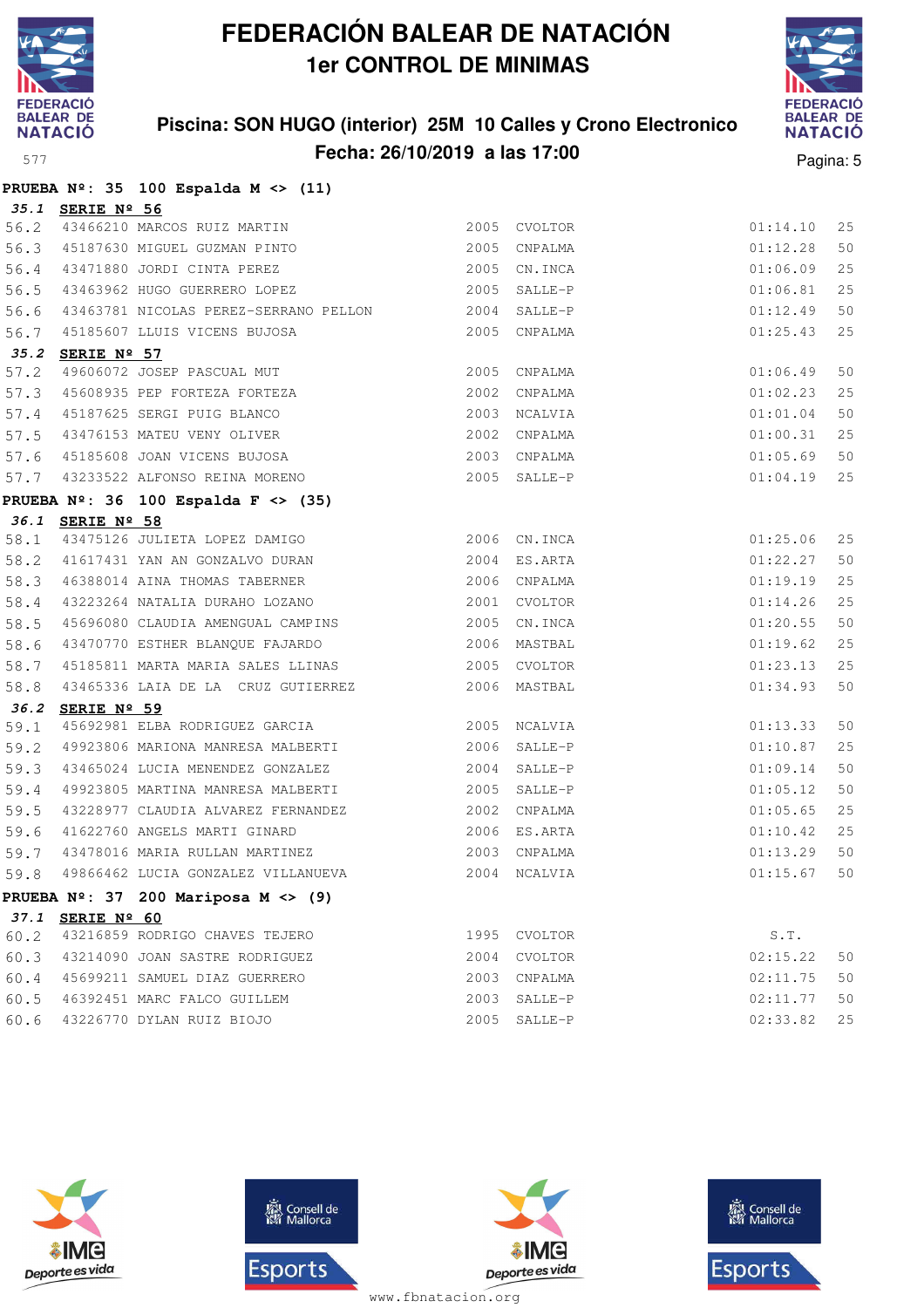# FEDERACIÓN BALEAR DE NATACIÓN

## 1er CONTROL DE MINIMAS

### Piscina: SON HUGO (interior) 25M 10 Calles y Crono Electronico
### Fecha: 26/10/2019 a las 17:00

**PRUEBA Nº: 35 100 Espalda M <> (11)**

***35.1* SERIE Nº 56**

| | | | | | | |
|---|---|---|---|---|---|---|
| 56.2 | 43466210 | MARCOS RUIZ MARTIN | 2005 | CVOLTOR | 01:14.10 | 25 |
| 56.3 | 45187630 | MIGUEL GUZMAN PINTO | 2005 | CNPALMA | 01:12.28 | 50 |
| 56.4 | 43471880 | JORDI CINTA PEREZ | 2005 | CN.INCA | 01:06.09 | 25 |
| 56.5 | 43463962 | HUGO GUERRERO LOPEZ | 2005 | SALLE-P | 01:06.81 | 25 |
| 56.6 | 43463781 | NICOLAS PEREZ-SERRANO PELLON | 2004 | SALLE-P | 01:12.49 | 50 |
| 56.7 | 45185607 | LLUIS VICENS BUJOSA | 2005 | CNPALMA | 01:25.43 | 25 |

***35.2* SERIE Nº 57**

| | | | | | | |
|---|---|---|---|---|---|---|
| 57.2 | 49606072 | JOSEP PASCUAL MUT | 2005 | CNPALMA | 01:06.49 | 50 |
| 57.3 | 45608935 | PEP FORTEZA FORTEZA | 2002 | CNPALMA | 01:02.23 | 25 |
| 57.4 | 45187625 | SERGI PUIG BLANCO | 2003 | NCALVIA | 01:01.04 | 50 |
| 57.5 | 43476153 | MATEU VENY OLIVER | 2002 | CNPALMA | 01:00.31 | 25 |
| 57.6 | 45185608 | JOAN VICENS BUJOSA | 2003 | CNPALMA | 01:05.69 | 50 |
| 57.7 | 43233522 | ALFONSO REINA MORENO | 2005 | SALLE-P | 01:04.19 | 25 |

**PRUEBA Nº: 36 100 Espalda F <> (35)**

***36.1* SERIE Nº 58**

| | | | | | | |
|---|---|---|---|---|---|---|
| 58.1 | 43475126 | JULIETA LOPEZ DAMIGO | 2006 | CN.INCA | 01:25.06 | 25 |
| 58.2 | 41617431 | YAN AN GONZALVO DURAN | 2004 | ES.ARTA | 01:22.27 | 50 |
| 58.3 | 46388014 | AINA THOMAS TABERNER | 2006 | CNPALMA | 01:19.19 | 25 |
| 58.4 | 43223264 | NATALIA DURAHO LOZANO | 2001 | CVOLTOR | 01:14.26 | 25 |
| 58.5 | 45696080 | CLAUDIA AMENGUAL CAMPINS | 2005 | CN.INCA | 01:20.55 | 50 |
| 58.6 | 43470770 | ESTHER BLANQUE FAJARDO | 2006 | MASTBAL | 01:19.62 | 25 |
| 58.7 | 45185811 | MARTA MARIA SALES LLINAS | 2005 | CVOLTOR | 01:23.13 | 25 |
| 58.8 | 43465336 | LAIA DE LA CRUZ GUTIERREZ | 2006 | MASTBAL | 01:34.93 | 50 |

***36.2* SERIE Nº 59**

| | | | | | | |
|---|---|---|---|---|---|---|
| 59.1 | 45692981 | ELBA RODRIGUEZ GARCIA | 2005 | NCALVIA | 01:13.33 | 50 |
| 59.2 | 49923806 | MARIONA MANRESA MALBERTI | 2006 | SALLE-P | 01:10.87 | 25 |
| 59.3 | 43465024 | LUCIA MENENDEZ GONZALEZ | 2004 | SALLE-P | 01:09.14 | 50 |
| 59.4 | 49923805 | MARTINA MANRESA MALBERTI | 2005 | SALLE-P | 01:05.12 | 50 |
| 59.5 | 43228977 | CLAUDIA ALVAREZ FERNANDEZ | 2002 | CNPALMA | 01:05.65 | 25 |
| 59.6 | 41622760 | ANGELS MARTI GINARD | 2006 | ES.ARTA | 01:10.42 | 25 |
| 59.7 | 43478016 | MARIA RULLAN MARTINEZ | 2003 | CNPALMA | 01:13.29 | 50 |
| 59.8 | 49866462 | LUCIA GONZALEZ VILLANUEVA | 2004 | NCALVIA | 01:15.67 | 50 |

**PRUEBA Nº: 37 200 Mariposa M <> (9)**

***37.1* SERIE Nº 60**

| | | | | | | |
|---|---|---|---|---|---|---|
| 60.2 | 43216859 | RODRIGO CHAVES TEJERO | 1995 | CVOLTOR | S.T. | |
| 60.3 | 43214090 | JOAN SASTRE RODRIGUEZ | 2004 | CVOLTOR | 02:15.22 | 50 |
| 60.4 | 45699211 | SAMUEL DIAZ GUERRERO | 2003 | CNPALMA | 02:11.75 | 50 |
| 60.5 | 46392451 | MARC FALCO GUILLEM | 2003 | SALLE-P | 02:11.77 | 50 |
| 60.6 | 43226770 | DYLAN RUIZ BIOJO | 2005 | SALLE-P | 02:33.82 | 25 |

www.fbnatacion.org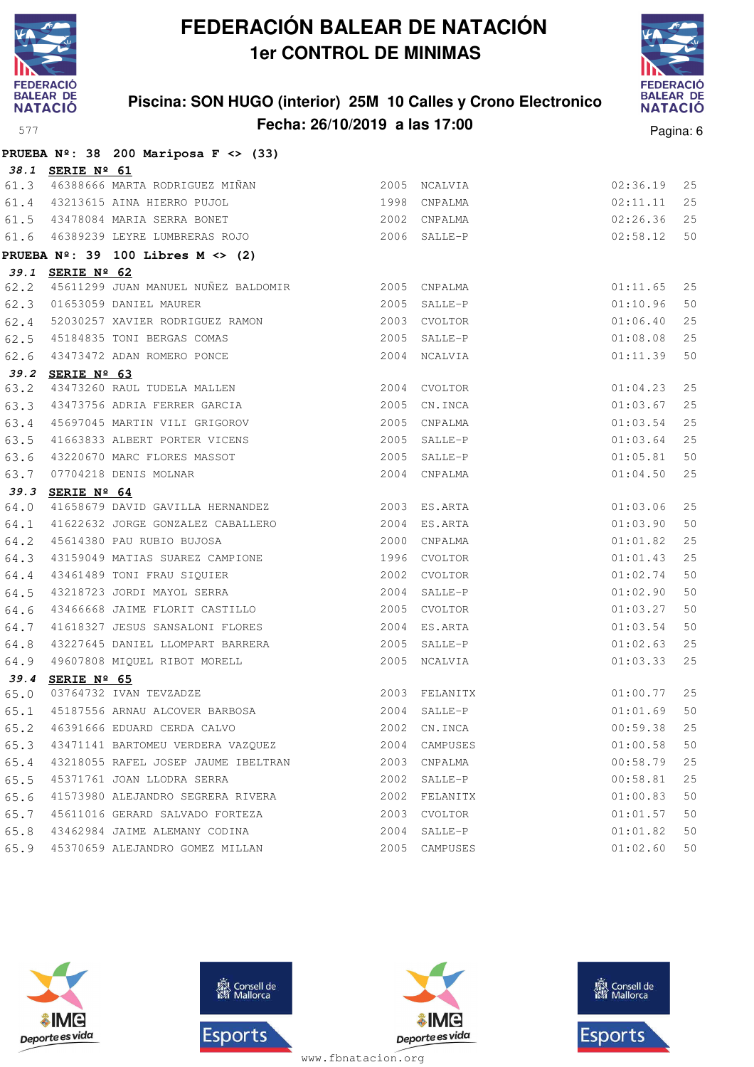# FEDERACIÓN BALEAR DE NATACIÓN

## 1er CONTROL DE MINIMAS

### Piscina: SON HUGO (interior) 25M 10 Calles y Crono Electronico
### Fecha: 26/10/2019 a las 17:00

**PRUEBA Nº: 38 200 Mariposa F <> (33)**

**38.1 SERIE Nº 61**

| | | | | | | |
|---|---|---|---|---|---|---|
| 61.3 | 46388666 | MARTA RODRIGUEZ MIÑAN | 2005 | NCALVIA | 02:36.19 | 25 |
| 61.4 | 43213615 | AINA HIERRO PUJOL | 1998 | CNPALMA | 02:11.11 | 25 |
| 61.5 | 43478084 | MARIA SERRA BONET | 2002 | CNPALMA | 02:26.36 | 25 |
| 61.6 | 46389239 | LEYRE LUMBRERAS ROJO | 2006 | SALLE-P | 02:58.12 | 50 |

**PRUEBA Nº: 39 100 Libres M <> (2)**

**39.1 SERIE Nº 62**

| | | | | | | |
|---|---|---|---|---|---|---|
| 62.2 | 45611299 | JUAN MANUEL NUÑEZ BALDOMIR | 2005 | CNPALMA | 01:11.65 | 25 |
| 62.3 | 01653059 | DANIEL MAURER | 2005 | SALLE-P | 01:10.96 | 50 |
| 62.4 | 52030257 | XAVIER RODRIGUEZ RAMON | 2003 | CVOLTOR | 01:06.40 | 25 |
| 62.5 | 45184835 | TONI BERGAS COMAS | 2005 | SALLE-P | 01:08.08 | 25 |
| 62.6 | 43473472 | ADAN ROMERO PONCE | 2004 | NCALVIA | 01:11.39 | 50 |

**39.2 SERIE Nº 63**

| | | | | | | |
|---|---|---|---|---|---|---|
| 63.2 | 43473260 | RAUL TUDELA MALLEN | 2004 | CVOLTOR | 01:04.23 | 25 |
| 63.3 | 43473756 | ADRIA FERRER GARCIA | 2005 | CN.INCA | 01:03.67 | 25 |
| 63.4 | 45697045 | MARTIN VILI GRIGOROV | 2005 | CNPALMA | 01:03.54 | 25 |
| 63.5 | 41663833 | ALBERT PORTER VICENS | 2005 | SALLE-P | 01:03.64 | 25 |
| 63.6 | 43220670 | MARC FLORES MASSOT | 2005 | SALLE-P | 01:05.81 | 50 |
| 63.7 | 07704218 | DENIS MOLNAR | 2004 | CNPALMA | 01:04.50 | 25 |

**39.3 SERIE Nº 64**

| | | | | | | |
|---|---|---|---|---|---|---|
| 64.0 | 41658679 | DAVID GAVILLA HERNANDEZ | 2003 | ES.ARTA | 01:03.06 | 25 |
| 64.1 | 41622632 | JORGE GONZALEZ CABALLERO | 2004 | ES.ARTA | 01:03.90 | 50 |
| 64.2 | 45614380 | PAU RUBIO BUJOSA | 2000 | CNPALMA | 01:01.82 | 25 |
| 64.3 | 43159049 | MATIAS SUAREZ CAMPIONE | 1996 | CVOLTOR | 01:01.43 | 25 |
| 64.4 | 43461489 | TONI FRAU SIQUIER | 2002 | CVOLTOR | 01:02.74 | 50 |
| 64.5 | 43218723 | JORDI MAYOL SERRA | 2004 | SALLE-P | 01:02.90 | 50 |
| 64.6 | 43466668 | JAIME FLORIT CASTILLO | 2005 | CVOLTOR | 01:03.27 | 50 |
| 64.7 | 41618327 | JESUS SANSALONI FLORES | 2004 | ES.ARTA | 01:03.54 | 50 |
| 64.8 | 43227645 | DANIEL LLOMPART BARRERA | 2005 | SALLE-P | 01:02.63 | 25 |
| 64.9 | 49607808 | MIQUEL RIBOT MORELL | 2005 | NCALVIA | 01:03.33 | 25 |

**39.4 SERIE Nº 65**

| | | | | | | |
|---|---|---|---|---|---|---|
| 65.0 | 03764732 | IVAN TEVZADZE | 2003 | FELANITX | 01:00.77 | 25 |
| 65.1 | 45187556 | ARNAU ALCOVER BARBOSA | 2004 | SALLE-P | 01:01.69 | 50 |
| 65.2 | 46391666 | EDUARD CERDA CALVO | 2002 | CN.INCA | 00:59.38 | 25 |
| 65.3 | 43471141 | BARTOMEU VERDERA VAZQUEZ | 2004 | CAMPUSES | 01:00.58 | 50 |
| 65.4 | 43218055 | RAFEL JOSEP JAUME IBELTRAN | 2003 | CNPALMA | 00:58.79 | 25 |
| 65.5 | 45371761 | JOAN LLODRA SERRA | 2002 | SALLE-P | 00:58.81 | 25 |
| 65.6 | 41573980 | ALEJANDRO SEGRERA RIVERA | 2002 | FELANITX | 01:00.83 | 50 |
| 65.7 | 45611016 | GERARD SALVADO FORTEZA | 2003 | CVOLTOR | 01:01.57 | 50 |
| 65.8 | 43462984 | JAIME ALEMANY CODINA | 2004 | SALLE-P | 01:01.82 | 50 |
| 65.9 | 45370659 | ALEJANDRO GOMEZ MILLAN | 2005 | CAMPUSES | 01:02.60 | 50 |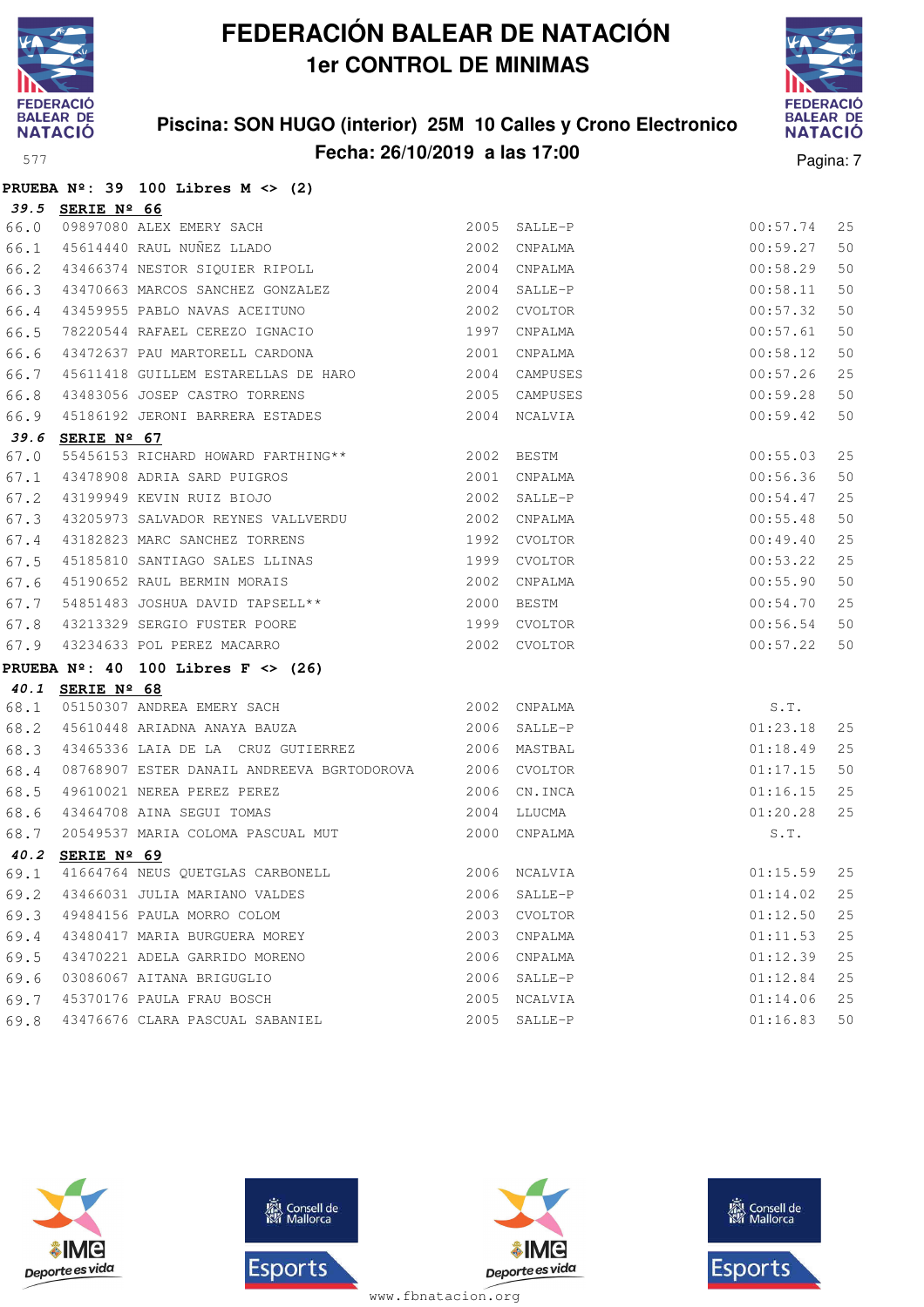# FEDERACIÓN BALEAR DE NATACIÓN

## 1er CONTROL DE MINIMAS

**Piscina: SON HUGO (interior) 25M 10 Calles y Crono Electronico**
**Fecha: 26/10/2019 a las 17:00**

**PRUEBA Nº: 39 100 Libres M <> (2)**

**39.5 SERIE Nº 66**

| | | | | | | |
|---|---|---|---|---|---|---|
| 66.0 | 09897080 | ALEX EMERY SACH | 2005 | SALLE-P | 00:57.74 | 25 |
| 66.1 | 45614440 | RAUL NUÑEZ LLADO | 2002 | CNPALMA | 00:59.27 | 50 |
| 66.2 | 43466374 | NESTOR SIQUIER RIPOLL | 2004 | CNPALMA | 00:58.29 | 50 |
| 66.3 | 43470663 | MARCOS SANCHEZ GONZALEZ | 2004 | SALLE-P | 00:58.11 | 50 |
| 66.4 | 43459955 | PABLO NAVAS ACEITUNO | 2002 | CVOLTOR | 00:57.32 | 50 |
| 66.5 | 78220544 | RAFAEL CEREZO IGNACIO | 1997 | CNPALMA | 00:57.61 | 50 |
| 66.6 | 43472637 | PAU MARTORELL CARDONA | 2001 | CNPALMA | 00:58.12 | 50 |
| 66.7 | 45611418 | GUILLEM ESTARELLAS DE HARO | 2004 | CAMPUSES | 00:57.26 | 25 |
| 66.8 | 43483056 | JOSEP CASTRO TORRENS | 2005 | CAMPUSES | 00:59.28 | 50 |
| 66.9 | 45186192 | JERONI BARRERA ESTADES | 2004 | NCALVIA | 00:59.42 | 50 |

**39.6 SERIE Nº 67**

| | | | | | | |
|---|---|---|---|---|---|---|
| 67.0 | 55456153 | RICHARD HOWARD FARTHING** | 2002 | BESTM | 00:55.03 | 25 |
| 67.1 | 43478908 | ADRIA SARD PUIGROS | 2001 | CNPALMA | 00:56.36 | 50 |
| 67.2 | 43199949 | KEVIN RUIZ BIOJO | 2002 | SALLE-P | 00:54.47 | 25 |
| 67.3 | 43205973 | SALVADOR REYNES VALLVERDU | 2002 | CNPALMA | 00:55.48 | 50 |
| 67.4 | 43182823 | MARC SANCHEZ TORRENS | 1992 | CVOLTOR | 00:49.40 | 25 |
| 67.5 | 45185810 | SANTIAGO SALES LLINAS | 1999 | CVOLTOR | 00:53.22 | 25 |
| 67.6 | 45190652 | RAUL BERMIN MORAIS | 2002 | CNPALMA | 00:55.90 | 50 |
| 67.7 | 54851483 | JOSHUA DAVID TAPSELL** | 2000 | BESTM | 00:54.70 | 25 |
| 67.8 | 43213329 | SERGIO FUSTER POORE | 1999 | CVOLTOR | 00:56.54 | 50 |
| 67.9 | 43234633 | POL PEREZ MACARRO | 2002 | CVOLTOR | 00:57.22 | 50 |

**PRUEBA Nº: 40 100 Libres F <> (26)**

**40.1 SERIE Nº 68**

| | | | | | | |
|---|---|---|---|---|---|---|
| 68.1 | 05150307 | ANDREA EMERY SACH | 2002 | CNPALMA | S.T. | |
| 68.2 | 45610448 | ARIADNA ANAYA BAUZA | 2006 | SALLE-P | 01:23.18 | 25 |
| 68.3 | 43465336 | LAIA DE LA CRUZ GUTIERREZ | 2006 | MASTBAL | 01:18.49 | 25 |
| 68.4 | 08768907 | ESTER DANAIL ANDREEVA BGRTODOROVA | 2006 | CVOLTOR | 01:17.15 | 50 |
| 68.5 | 49610021 | NEREA PEREZ PEREZ | 2006 | CN.INCA | 01:16.15 | 25 |
| 68.6 | 43464708 | AINA SEGUI TOMAS | 2004 | LLUCMA | 01:20.28 | 25 |
| 68.7 | 20549537 | MARIA COLOMA PASCUAL MUT | 2000 | CNPALMA | S.T. | |

**40.2 SERIE Nº 69**

| | | | | | | |
|---|---|---|---|---|---|---|
| 69.1 | 41664764 | NEUS QUETGLAS CARBONELL | 2006 | NCALVIA | 01:15.59 | 25 |
| 69.2 | 43466031 | JULIA MARIANO VALDES | 2006 | SALLE-P | 01:14.02 | 25 |
| 69.3 | 49484156 | PAULA MORRO COLOM | 2003 | CVOLTOR | 01:12.50 | 25 |
| 69.4 | 43480417 | MARIA BURGUERA MOREY | 2003 | CNPALMA | 01:11.53 | 25 |
| 69.5 | 43470221 | ADELA GARRIDO MORENO | 2006 | CNPALMA | 01:12.39 | 25 |
| 69.6 | 03086067 | AITANA BRIGUGLIO | 2006 | SALLE-P | 01:12.84 | 25 |
| 69.7 | 45370176 | PAULA FRAU BOSCH | 2005 | NCALVIA | 01:14.06 | 25 |
| 69.8 | 43476676 | CLARA PASCUAL SABANIEL | 2005 | SALLE-P | 01:16.83 | 50 |

www.fbnatacion.org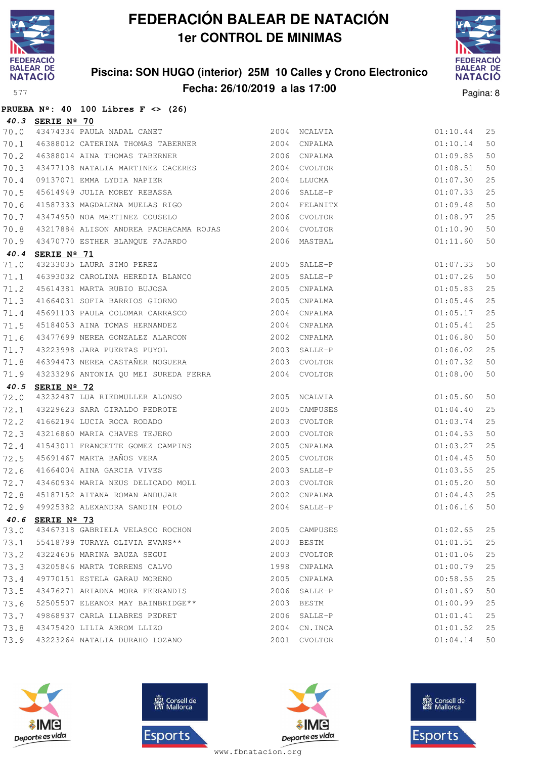# FEDERACIÓN BALEAR DE NATACIÓN

## 1er CONTROL DE MINIMAS

### Piscina: SON HUGO (interior) 25M 10 Calles y Crono Electronico
### Fecha: 26/10/2019 a las 17:00

**PRUEBA Nº: 40 100 Libres F <> (26)**

**40.3 SERIE Nº 70**

| | | | | | | |
|---|---|---|---|---|---|---|
| 70.0 | 43474334 | PAULA NADAL CANET | 2004 | NCALVIA | 01:10.44 | 25 |
| 70.1 | 46388012 | CATERINA THOMAS TABERNER | 2004 | CNPALMA | 01:10.14 | 50 |
| 70.2 | 46388014 | AINA THOMAS TABERNER | 2006 | CNPALMA | 01:09.85 | 50 |
| 70.3 | 43477108 | NATALIA MARTINEZ CACERES | 2004 | CVOLTOR | 01:08.51 | 50 |
| 70.4 | 09137071 | EMMA LYDIA NAPIER | 2004 | LLUCMA | 01:07.30 | 25 |
| 70.5 | 45614949 | JULIA MOREY REBASSA | 2006 | SALLE-P | 01:07.33 | 25 |
| 70.6 | 41587333 | MAGDALENA MUELAS RIGO | 2004 | FELANITX | 01:09.48 | 50 |
| 70.7 | 43474950 | NOA MARTINEZ COUSELO | 2006 | CVOLTOR | 01:08.97 | 25 |
| 70.8 | 43217884 | ALISON ANDREA PACHACAMA ROJAS | 2004 | CVOLTOR | 01:10.90 | 50 |
| 70.9 | 43470770 | ESTHER BLANQUE FAJARDO | 2006 | MASTBAL | 01:11.60 | 50 |

**40.4 SERIE Nº 71**

| | | | | | | |
|---|---|---|---|---|---|---|
| 71.0 | 43233035 | LAURA SIMO PEREZ | 2005 | SALLE-P | 01:07.33 | 50 |
| 71.1 | 46393032 | CAROLINA HEREDIA BLANCO | 2005 | SALLE-P | 01:07.26 | 50 |
| 71.2 | 45614381 | MARTA RUBIO BUJOSA | 2005 | CNPALMA | 01:05.83 | 25 |
| 71.3 | 41664031 | SOFIA BARRIOS GIORNO | 2005 | CNPALMA | 01:05.46 | 25 |
| 71.4 | 45691103 | PAULA COLOMAR CARRASCO | 2004 | CNPALMA | 01:05.17 | 25 |
| 71.5 | 45184053 | AINA TOMAS HERNANDEZ | 2004 | CNPALMA | 01:05.41 | 25 |
| 71.6 | 43477699 | NEREA GONZALEZ ALARCON | 2002 | CNPALMA | 01:06.80 | 50 |
| 71.7 | 43223998 | JARA PUERTAS PUYOL | 2003 | SALLE-P | 01:06.02 | 25 |
| 71.8 | 46394473 | NEREA CASTAÑER NOGUERA | 2003 | CVOLTOR | 01:07.32 | 50 |
| 71.9 | 43233296 | ANTONIA QU MEI SUREDA FERRA | 2004 | CVOLTOR | 01:08.00 | 50 |

**40.5 SERIE Nº 72**

| | | | | | | |
|---|---|---|---|---|---|---|
| 72.0 | 43232487 | LUA RIEDMULLER ALONSO | 2005 | NCALVIA | 01:05.60 | 50 |
| 72.1 | 43229623 | SARA GIRALDO PEDROTE | 2005 | CAMPUSES | 01:04.40 | 25 |
| 72.2 | 41662194 | LUCIA ROCA RODADO | 2003 | CVOLTOR | 01:03.74 | 25 |
| 72.3 | 43216860 | MARIA CHAVES TEJERO | 2000 | CVOLTOR | 01:04.53 | 50 |
| 72.4 | 41543011 | FRANCETTE GOMEZ CAMPINS | 2005 | CNPALMA | 01:03.27 | 25 |
| 72.5 | 45691467 | MARTA BAÑOS VERA | 2005 | CVOLTOR | 01:04.45 | 50 |
| 72.6 | 41664004 | AINA GARCIA VIVES | 2003 | SALLE-P | 01:03.55 | 25 |
| 72.7 | 43460934 | MARIA NEUS DELICADO MOLL | 2003 | CVOLTOR | 01:05.20 | 50 |
| 72.8 | 45187152 | AITANA ROMAN ANDUJAR | 2002 | CNPALMA | 01:04.43 | 25 |
| 72.9 | 49925382 | ALEXANDRA SANDIN POLO | 2004 | SALLE-P | 01:06.16 | 50 |

**40.6 SERIE Nº 73**

| | | | | | | |
|---|---|---|---|---|---|---|
| 73.0 | 43467318 | GABRIELA VELASCO ROCHON | 2005 | CAMPUSES | 01:02.65 | 25 |
| 73.1 | 55418799 | TURAYA OLIVIA EVANS** | 2003 | BESTM | 01:01.51 | 25 |
| 73.2 | 43224606 | MARINA BAUZA SEGUI | 2003 | CVOLTOR | 01:01.06 | 25 |
| 73.3 | 43205846 | MARTA TORRENS CALVO | 1998 | CNPALMA | 01:00.79 | 25 |
| 73.4 | 49770151 | ESTELA GARAU MORENO | 2005 | CNPALMA | 00:58.55 | 25 |
| 73.5 | 43476271 | ARIADNA MORA FERRANDIS | 2006 | SALLE-P | 01:01.69 | 50 |
| 73.6 | 52505507 | ELEANOR MAY BAINBRIDGE** | 2003 | BESTM | 01:00.99 | 25 |
| 73.7 | 49868937 | CARLA LLABRES PEDRET | 2006 | SALLE-P | 01:01.41 | 25 |
| 73.8 | 43475420 | LILIA ARROM LLIZO | 2004 | CN.INCA | 01:01.52 | 25 |
| 73.9 | 43223264 | NATALIA DURAHO LOZANO | 2001 | CVOLTOR | 01:04.14 | 50 |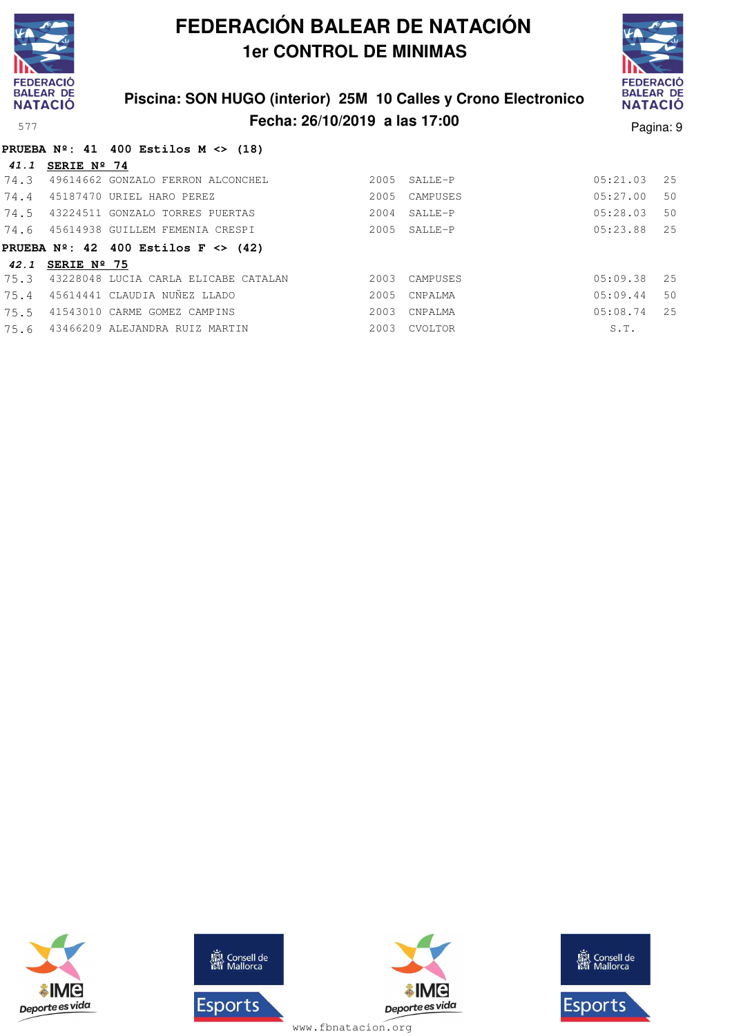# FEDERACIÓN BALEAR DE NATACIÓN

## 1er CONTROL DE MINIMAS

**Piscina: SON HUGO (interior) 25M 10 Calles y Crono Electronico**

**Fecha: 26/10/2019 a las 17:00**

577

**PRUEBA Nº: 41 400 Estilos M <> (18)**

***41.1*** **SERIE Nº 74**

| | | | | | | |
|---|---|---|---|---|---|---|
| 74.3 | 49614662 | GONZALO FERRON ALCONCHEL | 2005 | SALLE-P | 05:21.03 | 25 |
| 74.4 | 45187470 | URIEL HARO PEREZ | 2005 | CAMPUSES | 05:27.00 | 50 |
| 74.5 | 43224511 | GONZALO TORRES PUERTAS | 2004 | SALLE-P | 05:28.03 | 50 |
| 74.6 | 45614938 | GUILLEM FEMENIA CRESPI | 2005 | SALLE-P | 05:23.88 | 25 |

**PRUEBA Nº: 42 400 Estilos F <> (42)**

***42.1*** **SERIE Nº 75**

| | | | | | | |
|---|---|---|---|---|---|---|
| 75.3 | 43228048 | LUCIA CARLA ELICABE CATALAN | 2003 | CAMPUSES | 05:09.38 | 25 |
| 75.4 | 45614441 | CLAUDIA NUÑEZ LLADO | 2005 | CNPALMA | 05:09.44 | 50 |
| 75.5 | 41543010 | CARME GOMEZ CAMPINS | 2003 | CNPALMA | 05:08.74 | 25 |
| 75.6 | 43466209 | ALEJANDRA RUIZ MARTIN | 2003 | CVOLTOR | S.T. | |

www.fbnatacion.org